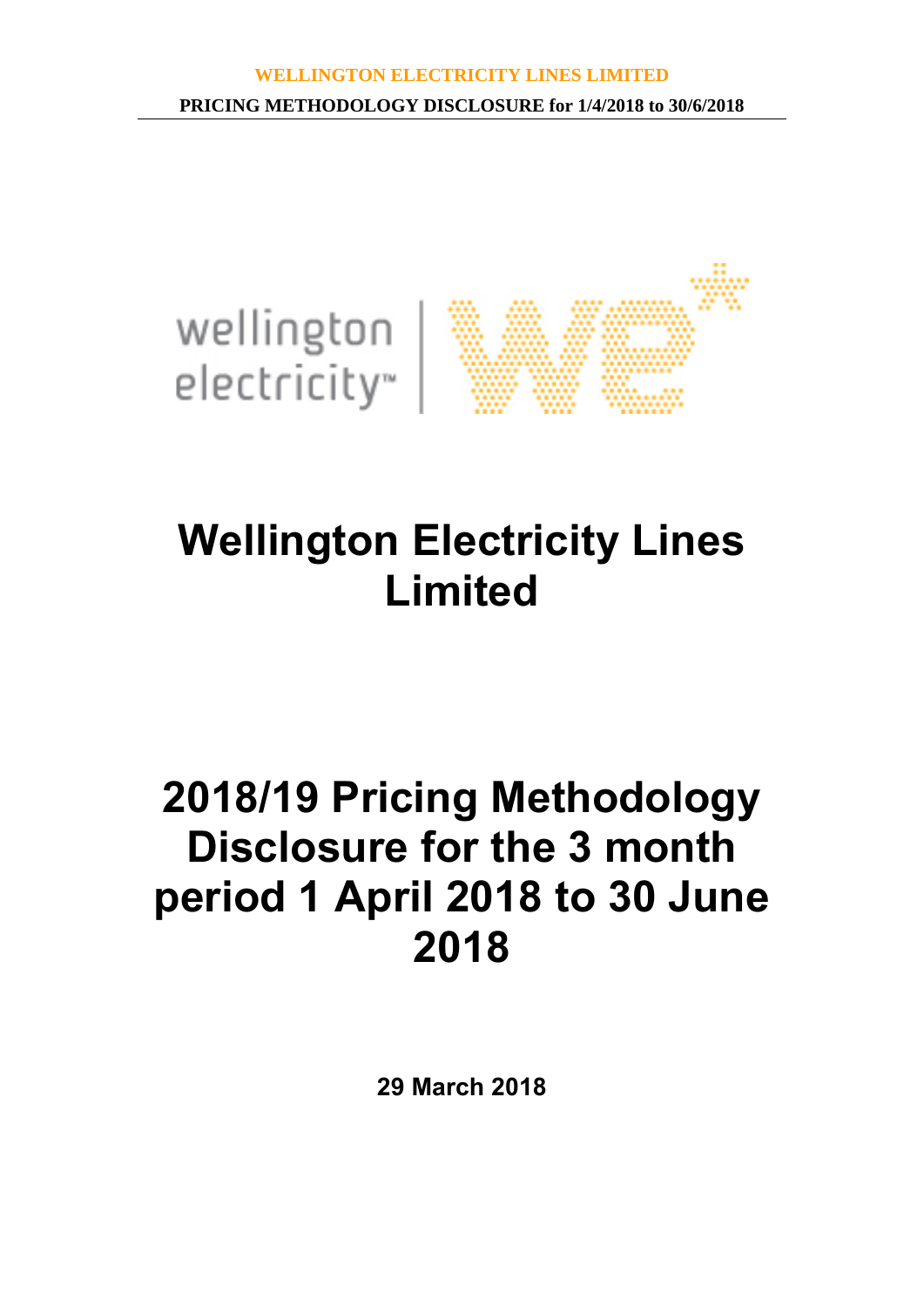# Wellington Electricity Lines Limited

# 2018/19 Pricing Methodology Disclosure for the 3 month period 1 April 2018 to 30 June 2018

**29 March 2018**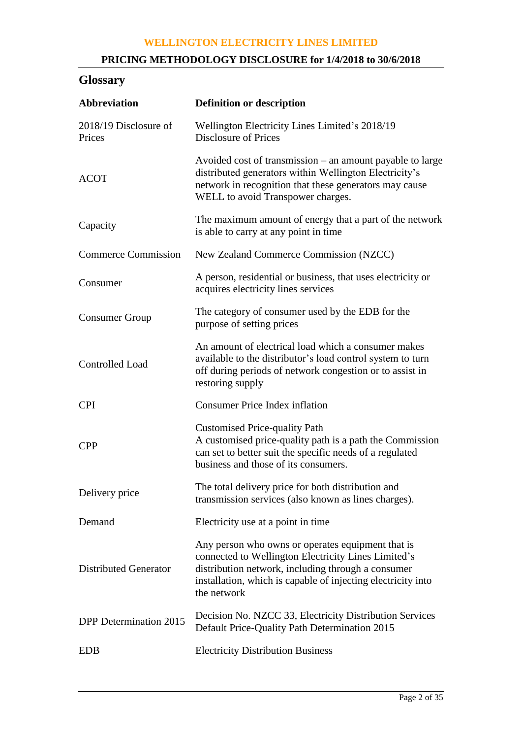## Glossary

| Abbreviation | Definition or description |
|---|---|
| 2018/19 Disclosure of Prices | Wellington Electricity Lines Limited's 2018/19 Disclosure of Prices |
| ACOT | Avoided cost of transmission – an amount payable to large distributed generators within Wellington Electricity's network in recognition that these generators may cause WELL to avoid Transpower charges. |
| Capacity | The maximum amount of energy that a part of the network is able to carry at any point in time |
| Commerce Commission | New Zealand Commerce Commission (NZCC) |
| Consumer | A person, residential or business, that uses electricity or acquires electricity lines services |
| Consumer Group | The category of consumer used by the EDB for the purpose of setting prices |
| Controlled Load | An amount of electrical load which a consumer makes available to the distributor's load control system to turn off during periods of network congestion or to assist in restoring supply |
| CPI | Consumer Price Index inflation |
| CPP | Customised Price-quality Path<br>A customised price-quality path is a path the Commission can set to better suit the specific needs of a regulated business and those of its consumers. |
| Delivery price | The total delivery price for both distribution and transmission services (also known as lines charges). |
| Demand | Electricity use at a point in time |
| Distributed Generator | Any person who owns or operates equipment that is connected to Wellington Electricity Lines Limited's distribution network, including through a consumer installation, which is capable of injecting electricity into the network |
| DPP Determination 2015 | Decision No. NZCC 33, Electricity Distribution Services Default Price-Quality Path Determination 2015 |
| EDB | Electricity Distribution Business |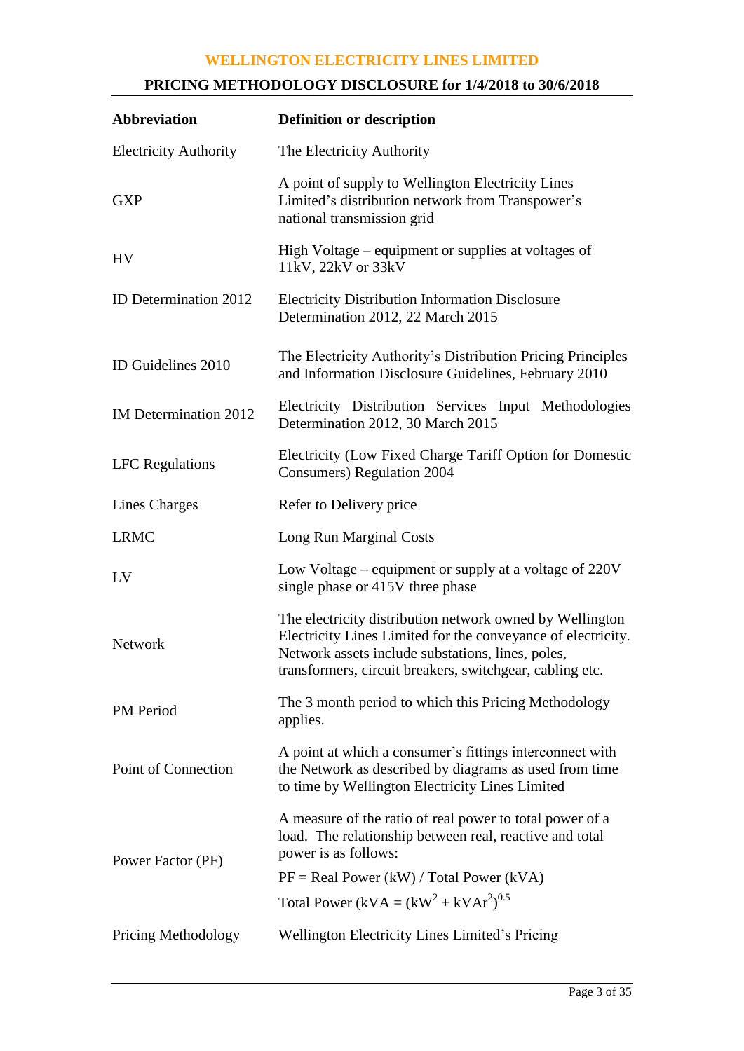| Abbreviation | Definition or description |
|---|---|
| Electricity Authority | The Electricity Authority |
| GXP | A point of supply to Wellington Electricity Lines Limited's distribution network from Transpower's national transmission grid |
| HV | High Voltage – equipment or supplies at voltages of 11kV, 22kV or 33kV |
| ID Determination 2012 | Electricity Distribution Information Disclosure Determination 2012, 22 March 2015 |
| ID Guidelines 2010 | The Electricity Authority's Distribution Pricing Principles and Information Disclosure Guidelines, February 2010 |
| IM Determination 2012 | Electricity Distribution Services Input Methodologies Determination 2012, 30 March 2015 |
| LFC Regulations | Electricity (Low Fixed Charge Tariff Option for Domestic Consumers) Regulation 2004 |
| Lines Charges | Refer to Delivery price |
| LRMC | Long Run Marginal Costs |
| LV | Low Voltage – equipment or supply at a voltage of 220V single phase or 415V three phase |
| Network | The electricity distribution network owned by Wellington Electricity Lines Limited for the conveyance of electricity. Network assets include substations, lines, poles, transformers, circuit breakers, switchgear, cabling etc. |
| PM Period | The 3 month period to which this Pricing Methodology applies. |
| Point of Connection | A point at which a consumer's fittings interconnect with the Network as described by diagrams as used from time to time by Wellington Electricity Lines Limited |
| Power Factor (PF) | A measure of the ratio of real power to total power of a load. The relationship between real, reactive and total power is as follows: PF = Real Power (kW) / Total Power (kVA) Total Power (kVA = $(kW^2 + kVAr^2)^{0.5}$ |
| Pricing Methodology | Wellington Electricity Lines Limited's Pricing |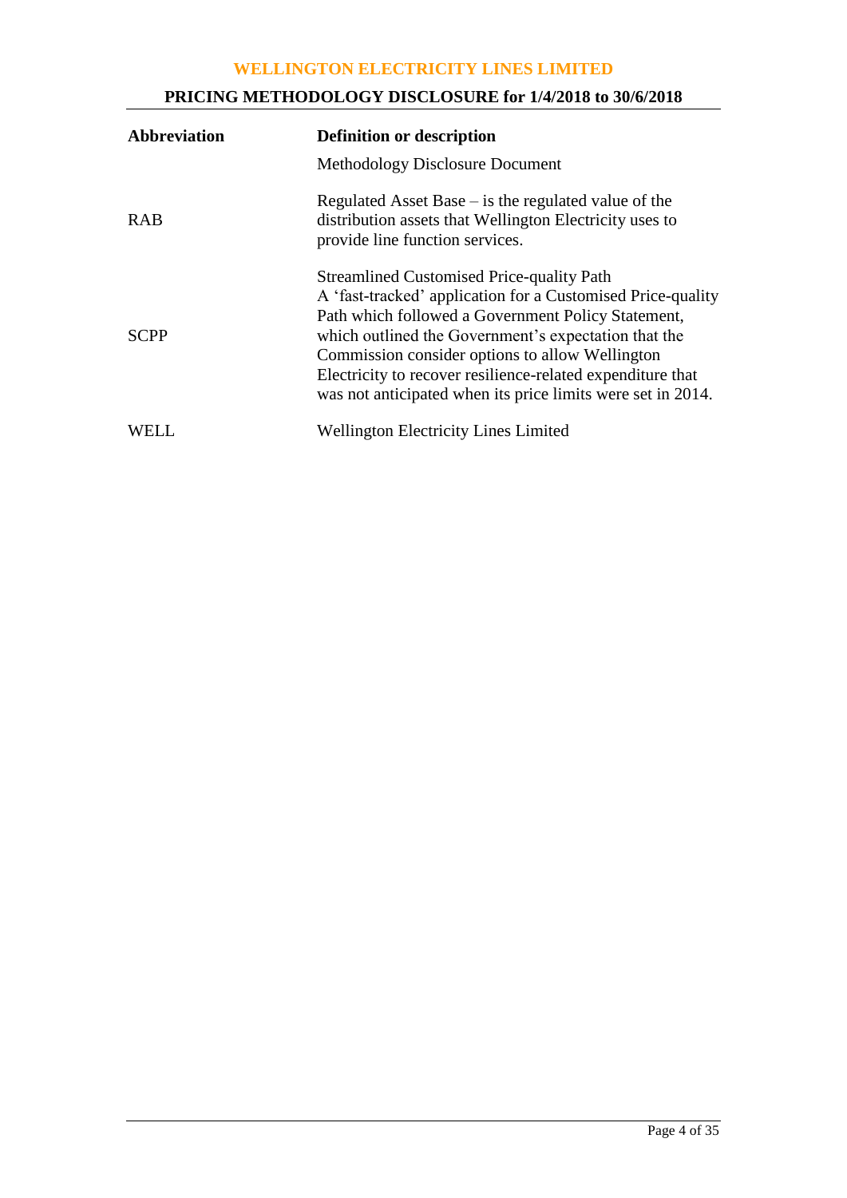| Abbreviation | Definition or description |
| --- | --- |
| | Methodology Disclosure Document |
| RAB | Regulated Asset Base – is the regulated value of the distribution assets that Wellington Electricity uses to provide line function services. |
| SCPP | Streamlined Customised Price-quality Path<br>A 'fast-tracked' application for a Customised Price-quality Path which followed a Government Policy Statement, which outlined the Government's expectation that the Commission consider options to allow Wellington Electricity to recover resilience-related expenditure that was not anticipated when its price limits were set in 2014. |
| WELL | Wellington Electricity Lines Limited |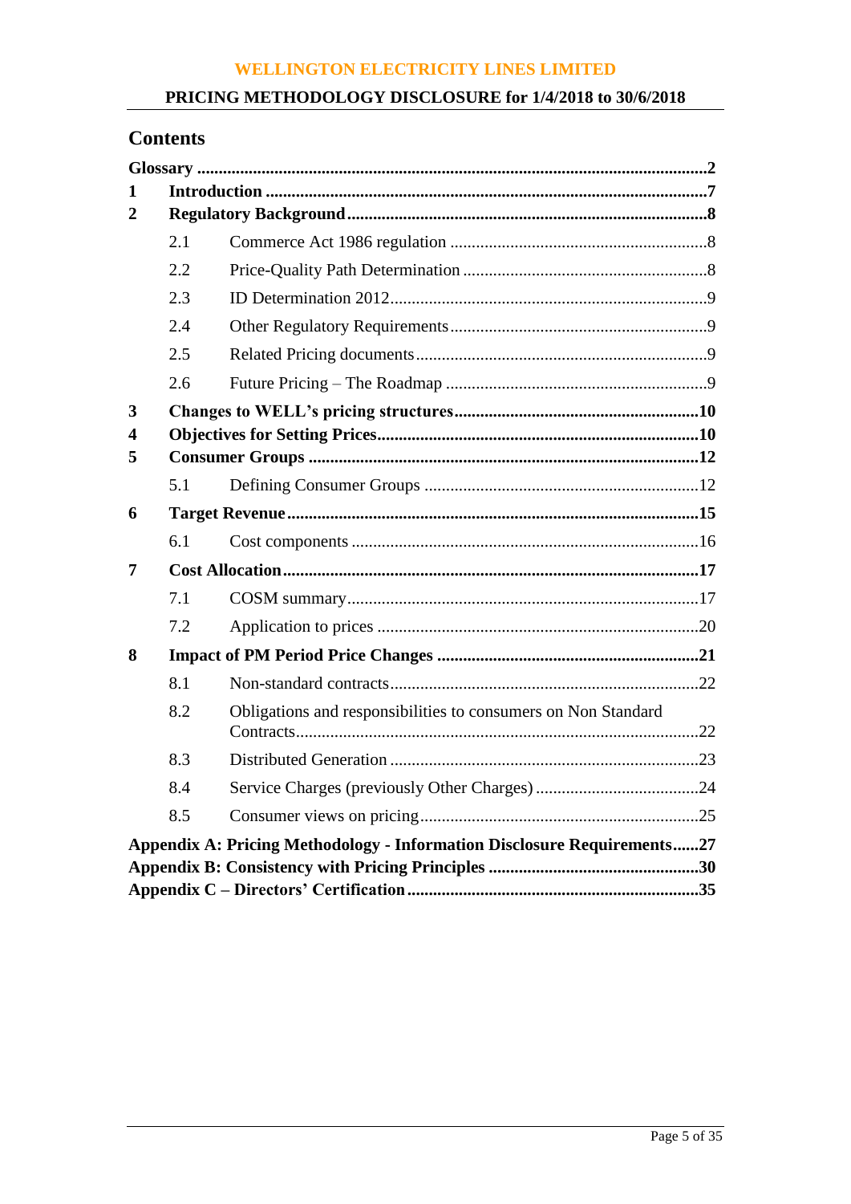# Contents

| | | |
|---|---|---|
| **Glossary** | | **2** |
| **1** | **Introduction** | **7** |
| **2** | **Regulatory Background** | **8** |
| 2.1 | Commerce Act 1986 regulation | 8 |
| 2.2 | Price-Quality Path Determination | 8 |
| 2.3 | ID Determination 2012 | 9 |
| 2.4 | Other Regulatory Requirements | 9 |
| 2.5 | Related Pricing documents | 9 |
| 2.6 | Future Pricing – The Roadmap | 9 |
| **3** | **Changes to WELL's pricing structures** | **10** |
| **4** | **Objectives for Setting Prices** | **10** |
| **5** | **Consumer Groups** | **12** |
| 5.1 | Defining Consumer Groups | 12 |
| **6** | **Target Revenue** | **15** |
| 6.1 | Cost components | 16 |
| **7** | **Cost Allocation** | **17** |
| 7.1 | COSM summary | 17 |
| 7.2 | Application to prices | 20 |
| **8** | **Impact of PM Period Price Changes** | **21** |
| 8.1 | Non-standard contracts | 22 |
| 8.2 | Obligations and responsibilities to consumers on Non Standard Contracts | 22 |
| 8.3 | Distributed Generation | 23 |
| 8.4 | Service Charges (previously Other Charges) | 24 |
| 8.5 | Consumer views on pricing | 25 |
| **Appendix A: Pricing Methodology - Information Disclosure Requirements** | | **27** |
| **Appendix B: Consistency with Pricing Principles** | | **30** |
| **Appendix C – Directors' Certification** | | **35** |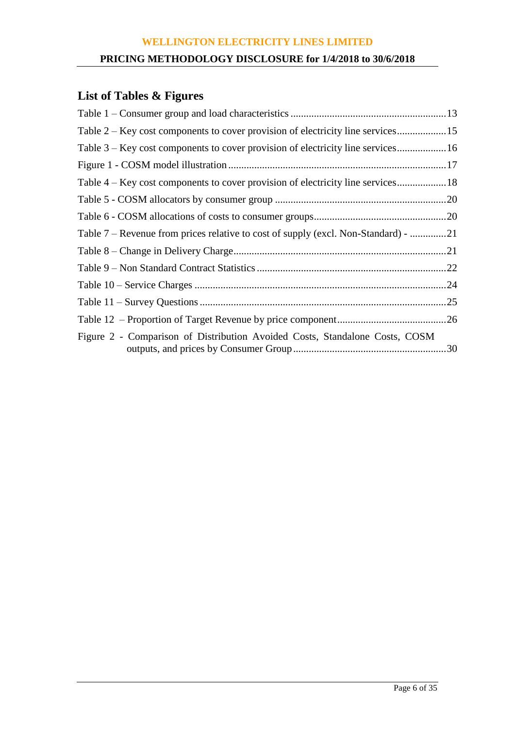## List of Tables & Figures

Table 1 – Consumer group and load characteristics ............................................................ 13

Table 2 – Key cost components to cover provision of electricity line services .................... 15

Table 3 – Key cost components to cover provision of electricity line services .................... 16

Figure 1 - COSM model illustration ...................................................................................... 17

Table 4 – Key cost components to cover provision of electricity line services .................... 18

Table 5 - COSM allocators by consumer group .................................................................... 20

Table 6 - COSM allocations of costs to consumer groups .................................................... 20

Table 7 – Revenue from prices relative to cost of supply (excl. Non-Standard) - ............... 21

Table 8 – Change in Delivery Charge ................................................................................... 21

Table 9 – Non Standard Contract Statistics .......................................................................... 22

Table 10 – Service Charges ................................................................................................... 24

Table 11 – Survey Questions ................................................................................................. 25

Table 12 – Proportion of Target Revenue by price component ........................................... 26

Figure 2 - Comparison of Distribution Avoided Costs, Standalone Costs, COSM outputs, and prices by Consumer Group ........................................................... 30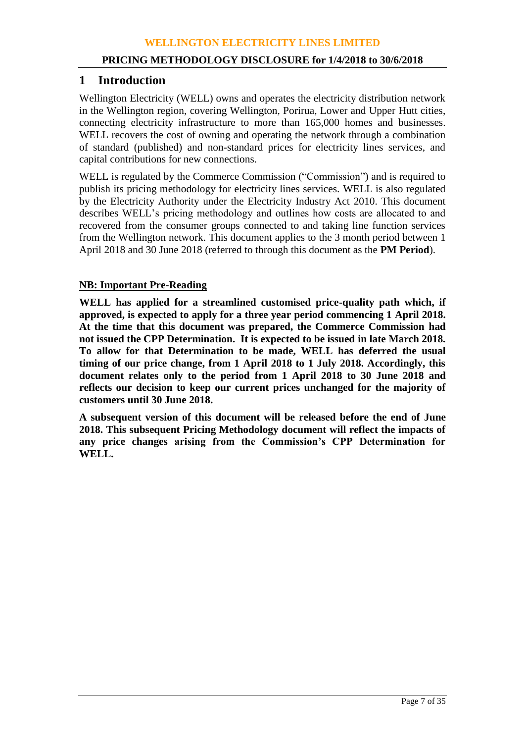# 1 Introduction

Wellington Electricity (WELL) owns and operates the electricity distribution network in the Wellington region, covering Wellington, Porirua, Lower and Upper Hutt cities, connecting electricity infrastructure to more than 165,000 homes and businesses. WELL recovers the cost of owning and operating the network through a combination of standard (published) and non-standard prices for electricity lines services, and capital contributions for new connections.

WELL is regulated by the Commerce Commission ("Commission") and is required to publish its pricing methodology for electricity lines services. WELL is also regulated by the Electricity Authority under the Electricity Industry Act 2010. This document describes WELL's pricing methodology and outlines how costs are allocated to and recovered from the consumer groups connected to and taking line function services from the Wellington network. This document applies to the 3 month period between 1 April 2018 and 30 June 2018 (referred to through this document as the **PM Period**).

**NB: Important Pre-Reading**

**WELL has applied for a streamlined customised price-quality path which, if approved, is expected to apply for a three year period commencing 1 April 2018. At the time that this document was prepared, the Commerce Commission had not issued the CPP Determination. It is expected to be issued in late March 2018. To allow for that Determination to be made, WELL has deferred the usual timing of our price change, from 1 April 2018 to 1 July 2018. Accordingly, this document relates only to the period from 1 April 2018 to 30 June 2018 and reflects our decision to keep our current prices unchanged for the majority of customers until 30 June 2018.**

**A subsequent version of this document will be released before the end of June 2018. This subsequent Pricing Methodology document will reflect the impacts of any price changes arising from the Commission's CPP Determination for WELL.**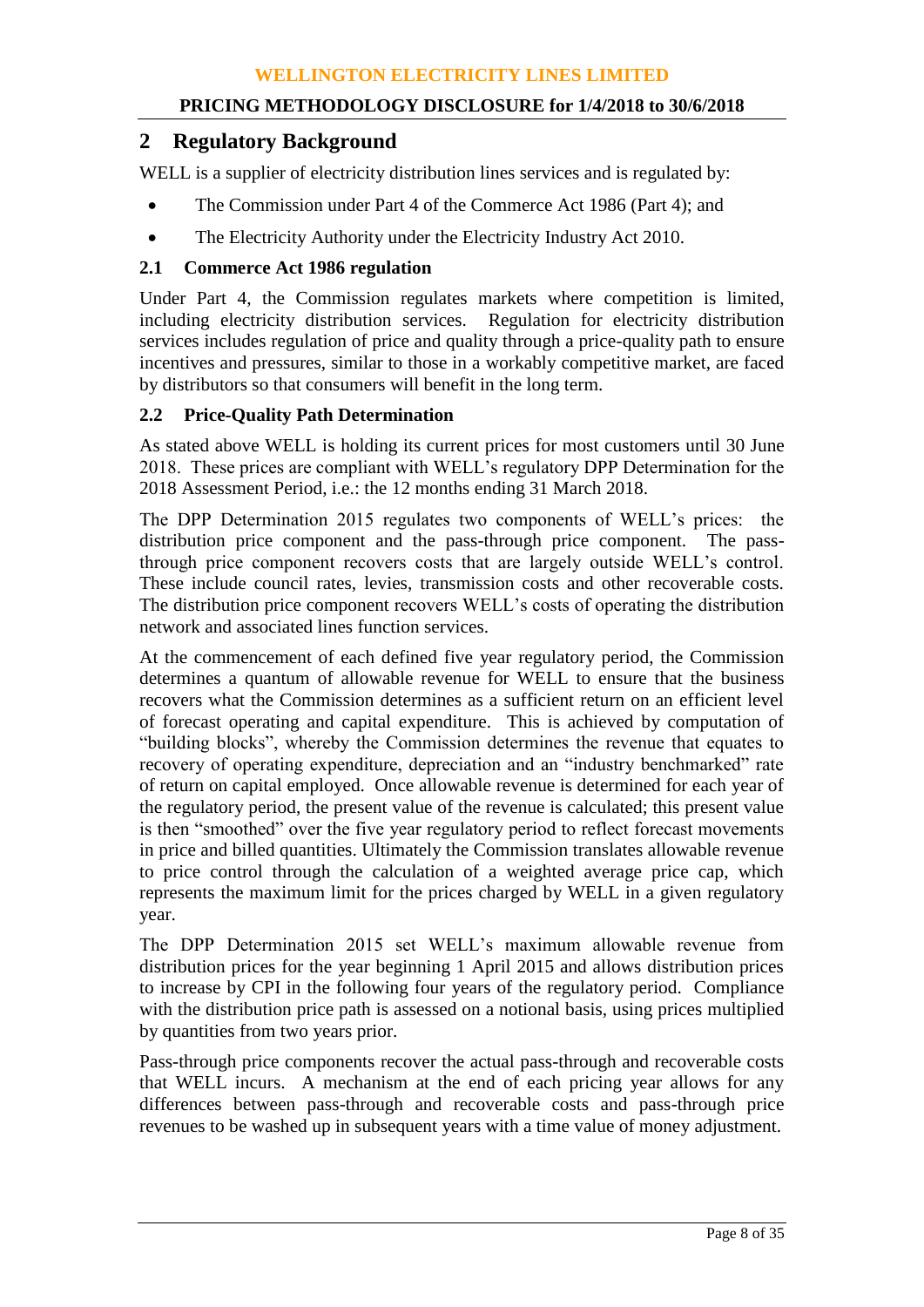## 2 Regulatory Background

WELL is a supplier of electricity distribution lines services and is regulated by:

- The Commission under Part 4 of the Commerce Act 1986 (Part 4); and
- The Electricity Authority under the Electricity Industry Act 2010.

### 2.1 Commerce Act 1986 regulation

Under Part 4, the Commission regulates markets where competition is limited, including electricity distribution services. Regulation for electricity distribution services includes regulation of price and quality through a price-quality path to ensure incentives and pressures, similar to those in a workably competitive market, are faced by distributors so that consumers will benefit in the long term.

### 2.2 Price-Quality Path Determination

As stated above WELL is holding its current prices for most customers until 30 June 2018. These prices are compliant with WELL's regulatory DPP Determination for the 2018 Assessment Period, i.e.: the 12 months ending 31 March 2018.

The DPP Determination 2015 regulates two components of WELL's prices: the distribution price component and the pass-through price component. The pass-through price component recovers costs that are largely outside WELL's control. These include council rates, levies, transmission costs and other recoverable costs. The distribution price component recovers WELL's costs of operating the distribution network and associated lines function services.

At the commencement of each defined five year regulatory period, the Commission determines a quantum of allowable revenue for WELL to ensure that the business recovers what the Commission determines as a sufficient return on an efficient level of forecast operating and capital expenditure. This is achieved by computation of "building blocks", whereby the Commission determines the revenue that equates to recovery of operating expenditure, depreciation and an "industry benchmarked" rate of return on capital employed. Once allowable revenue is determined for each year of the regulatory period, the present value of the revenue is calculated; this present value is then "smoothed" over the five year regulatory period to reflect forecast movements in price and billed quantities. Ultimately the Commission translates allowable revenue to price control through the calculation of a weighted average price cap, which represents the maximum limit for the prices charged by WELL in a given regulatory year.

The DPP Determination 2015 set WELL's maximum allowable revenue from distribution prices for the year beginning 1 April 2015 and allows distribution prices to increase by CPI in the following four years of the regulatory period. Compliance with the distribution price path is assessed on a notional basis, using prices multiplied by quantities from two years prior.

Pass-through price components recover the actual pass-through and recoverable costs that WELL incurs. A mechanism at the end of each pricing year allows for any differences between pass-through and recoverable costs and pass-through price revenues to be washed up in subsequent years with a time value of money adjustment.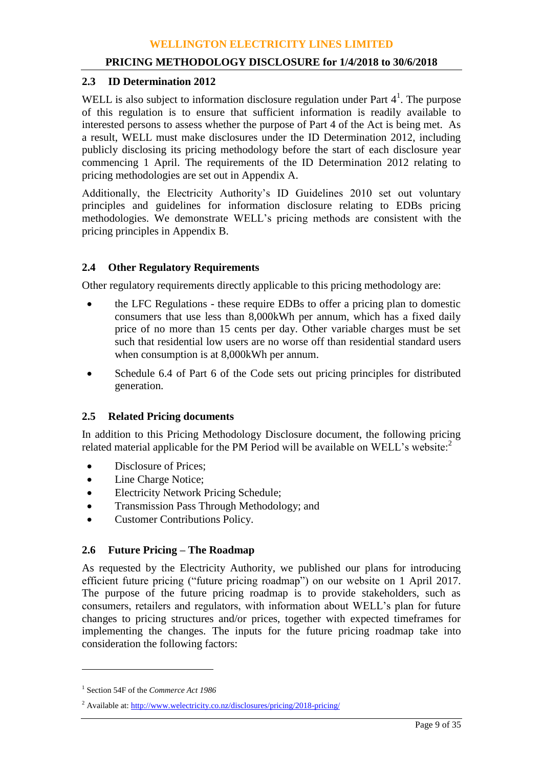## 2.3 ID Determination 2012

WELL is also subject to information disclosure regulation under Part 4[1]. The purpose of this regulation is to ensure that sufficient information is readily available to interested persons to assess whether the purpose of Part 4 of the Act is being met. As a result, WELL must make disclosures under the ID Determination 2012, including publicly disclosing its pricing methodology before the start of each disclosure year commencing 1 April. The requirements of the ID Determination 2012 relating to pricing methodologies are set out in Appendix A.

Additionally, the Electricity Authority's ID Guidelines 2010 set out voluntary principles and guidelines for information disclosure relating to EDBs pricing methodologies. We demonstrate WELL's pricing methods are consistent with the pricing principles in Appendix B.

## 2.4 Other Regulatory Requirements

Other regulatory requirements directly applicable to this pricing methodology are:

- the LFC Regulations - these require EDBs to offer a pricing plan to domestic consumers that use less than 8,000kWh per annum, which has a fixed daily price of no more than 15 cents per day. Other variable charges must be set such that residential low users are no worse off than residential standard users when consumption is at 8,000kWh per annum.
- Schedule 6.4 of Part 6 of the Code sets out pricing principles for distributed generation.

## 2.5 Related Pricing documents

In addition to this Pricing Methodology Disclosure document, the following pricing related material applicable for the PM Period will be available on WELL's website:[2]

- Disclosure of Prices;
- Line Charge Notice;
- Electricity Network Pricing Schedule;
- Transmission Pass Through Methodology; and
- Customer Contributions Policy.

## 2.6 Future Pricing – The Roadmap

As requested by the Electricity Authority, we published our plans for introducing efficient future pricing ("future pricing roadmap") on our website on 1 April 2017. The purpose of the future pricing roadmap is to provide stakeholders, such as consumers, retailers and regulators, with information about WELL's plan for future changes to pricing structures and/or prices, together with expected timeframes for implementing the changes. The inputs for the future pricing roadmap take into consideration the following factors:

---

[1] Section 54F of the *Commerce Act 1986*

[2] Available at: http://www.welectricity.co.nz/disclosures/pricing/2018-pricing/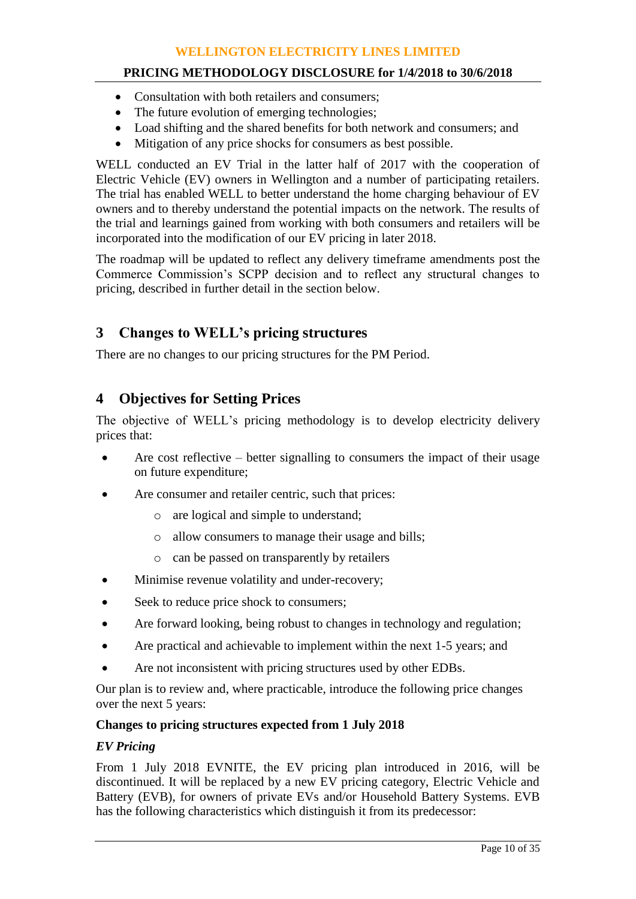- Consultation with both retailers and consumers;
- The future evolution of emerging technologies;
- Load shifting and the shared benefits for both network and consumers; and
- Mitigation of any price shocks for consumers as best possible.

WELL conducted an EV Trial in the latter half of 2017 with the cooperation of Electric Vehicle (EV) owners in Wellington and a number of participating retailers. The trial has enabled WELL to better understand the home charging behaviour of EV owners and to thereby understand the potential impacts on the network. The results of the trial and learnings gained from working with both consumers and retailers will be incorporated into the modification of our EV pricing in later 2018.

The roadmap will be updated to reflect any delivery timeframe amendments post the Commerce Commission's SCPP decision and to reflect any structural changes to pricing, described in further detail in the section below.

## 3 Changes to WELL's pricing structures

There are no changes to our pricing structures for the PM Period.

## 4 Objectives for Setting Prices

The objective of WELL's pricing methodology is to develop electricity delivery prices that:

- Are cost reflective – better signalling to consumers the impact of their usage on future expenditure;
- Are consumer and retailer centric, such that prices:
  - are logical and simple to understand;
  - allow consumers to manage their usage and bills;
  - can be passed on transparently by retailers
- Minimise revenue volatility and under-recovery;
- Seek to reduce price shock to consumers;
- Are forward looking, being robust to changes in technology and regulation;
- Are practical and achievable to implement within the next 1-5 years; and
- Are not inconsistent with pricing structures used by other EDBs.

Our plan is to review and, where practicable, introduce the following price changes over the next 5 years:

**Changes to pricing structures expected from 1 July 2018**

***EV Pricing***

From 1 July 2018 EVNITE, the EV pricing plan introduced in 2016, will be discontinued. It will be replaced by a new EV pricing category, Electric Vehicle and Battery (EVB), for owners of private EVs and/or Household Battery Systems. EVB has the following characteristics which distinguish it from its predecessor: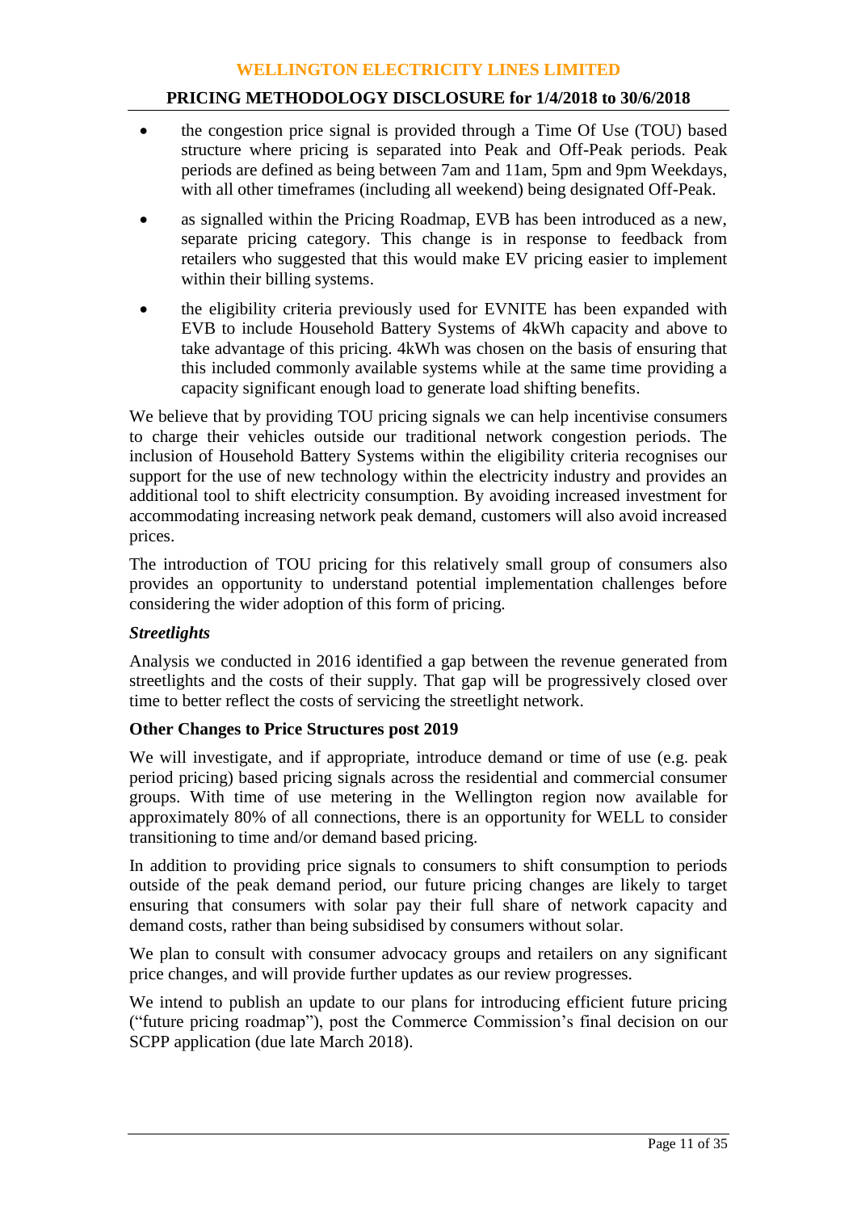- the congestion price signal is provided through a Time Of Use (TOU) based structure where pricing is separated into Peak and Off-Peak periods. Peak periods are defined as being between 7am and 11am, 5pm and 9pm Weekdays, with all other timeframes (including all weekend) being designated Off-Peak.
- as signalled within the Pricing Roadmap, EVB has been introduced as a new, separate pricing category. This change is in response to feedback from retailers who suggested that this would make EV pricing easier to implement within their billing systems.
- the eligibility criteria previously used for EVNITE has been expanded with EVB to include Household Battery Systems of 4kWh capacity and above to take advantage of this pricing. 4kWh was chosen on the basis of ensuring that this included commonly available systems while at the same time providing a capacity significant enough load to generate load shifting benefits.

We believe that by providing TOU pricing signals we can help incentivise consumers to charge their vehicles outside our traditional network congestion periods. The inclusion of Household Battery Systems within the eligibility criteria recognises our support for the use of new technology within the electricity industry and provides an additional tool to shift electricity consumption. By avoiding increased investment for accommodating increasing network peak demand, customers will also avoid increased prices.

The introduction of TOU pricing for this relatively small group of consumers also provides an opportunity to understand potential implementation challenges before considering the wider adoption of this form of pricing.

***Streetlights***

Analysis we conducted in 2016 identified a gap between the revenue generated from streetlights and the costs of their supply. That gap will be progressively closed over time to better reflect the costs of servicing the streetlight network.

**Other Changes to Price Structures post 2019**

We will investigate, and if appropriate, introduce demand or time of use (e.g. peak period pricing) based pricing signals across the residential and commercial consumer groups. With time of use metering in the Wellington region now available for approximately 80% of all connections, there is an opportunity for WELL to consider transitioning to time and/or demand based pricing.

In addition to providing price signals to consumers to shift consumption to periods outside of the peak demand period, our future pricing changes are likely to target ensuring that consumers with solar pay their full share of network capacity and demand costs, rather than being subsidised by consumers without solar.

We plan to consult with consumer advocacy groups and retailers on any significant price changes, and will provide further updates as our review progresses.

We intend to publish an update to our plans for introducing efficient future pricing ("future pricing roadmap"), post the Commerce Commission's final decision on our SCPP application (due late March 2018).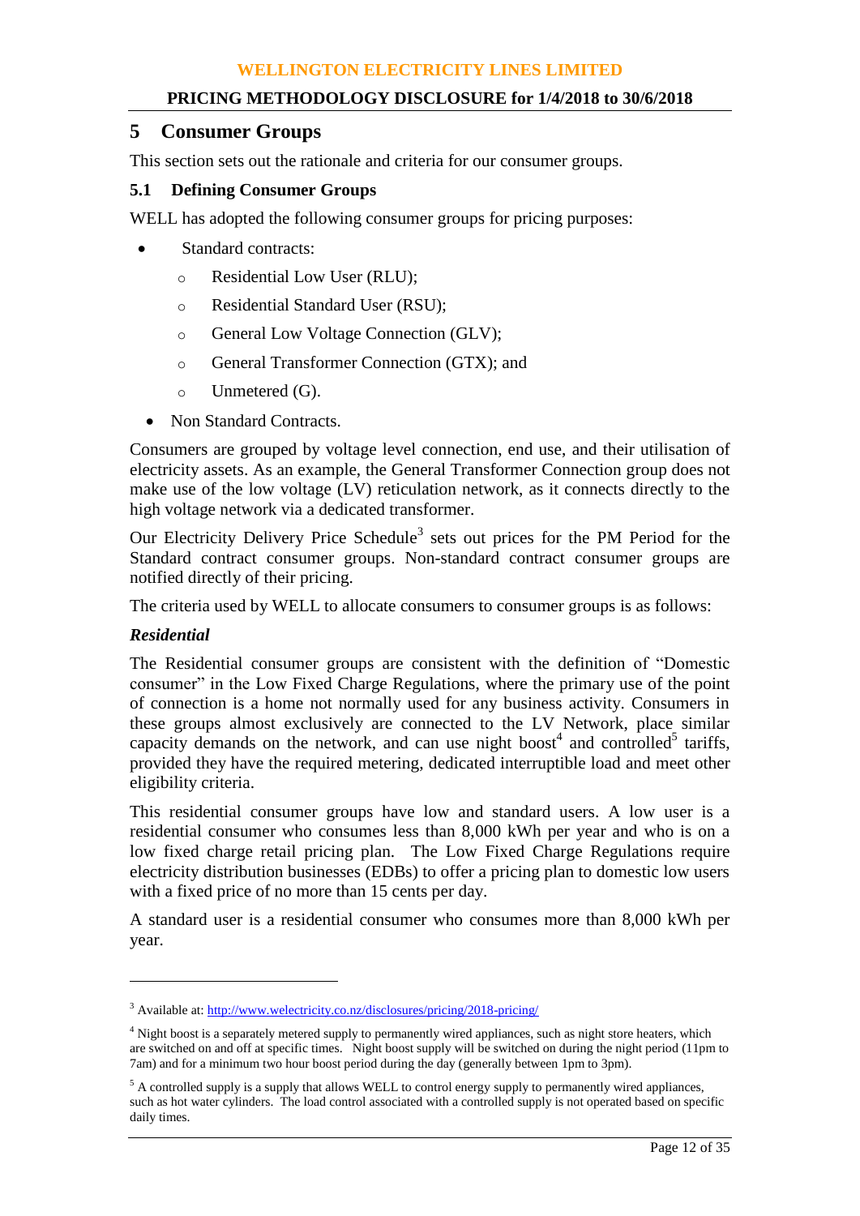## 5 Consumer Groups

This section sets out the rationale and criteria for our consumer groups.

### 5.1 Defining Consumer Groups

WELL has adopted the following consumer groups for pricing purposes:

- Standard contracts:
  - Residential Low User (RLU);
  - Residential Standard User (RSU);
  - General Low Voltage Connection (GLV);
  - General Transformer Connection (GTX); and
  - Unmetered (G).
- Non Standard Contracts.

Consumers are grouped by voltage level connection, end use, and their utilisation of electricity assets. As an example, the General Transformer Connection group does not make use of the low voltage (LV) reticulation network, as it connects directly to the high voltage network via a dedicated transformer.

Our Electricity Delivery Price Schedule[3] sets out prices for the PM Period for the Standard contract consumer groups. Non-standard contract consumer groups are notified directly of their pricing.

The criteria used by WELL to allocate consumers to consumer groups is as follows:

***Residential***

The Residential consumer groups are consistent with the definition of "Domestic consumer" in the Low Fixed Charge Regulations, where the primary use of the point of connection is a home not normally used for any business activity. Consumers in these groups almost exclusively are connected to the LV Network, place similar capacity demands on the network, and can use night boost[4] and controlled[5] tariffs, provided they have the required metering, dedicated interruptible load and meet other eligibility criteria.

This residential consumer groups have low and standard users. A low user is a residential consumer who consumes less than 8,000 kWh per year and who is on a low fixed charge retail pricing plan. The Low Fixed Charge Regulations require electricity distribution businesses (EDBs) to offer a pricing plan to domestic low users with a fixed price of no more than 15 cents per day.

A standard user is a residential consumer who consumes more than 8,000 kWh per year.

---

[3] Available at: http://www.welectricity.co.nz/disclosures/pricing/2018-pricing/

[4] Night boost is a separately metered supply to permanently wired appliances, such as night store heaters, which are switched on and off at specific times. Night boost supply will be switched on during the night period (11pm to 7am) and for a minimum two hour boost period during the day (generally between 1pm to 3pm).

[5] A controlled supply is a supply that allows WELL to control energy supply to permanently wired appliances, such as hot water cylinders. The load control associated with a controlled supply is not operated based on specific daily times.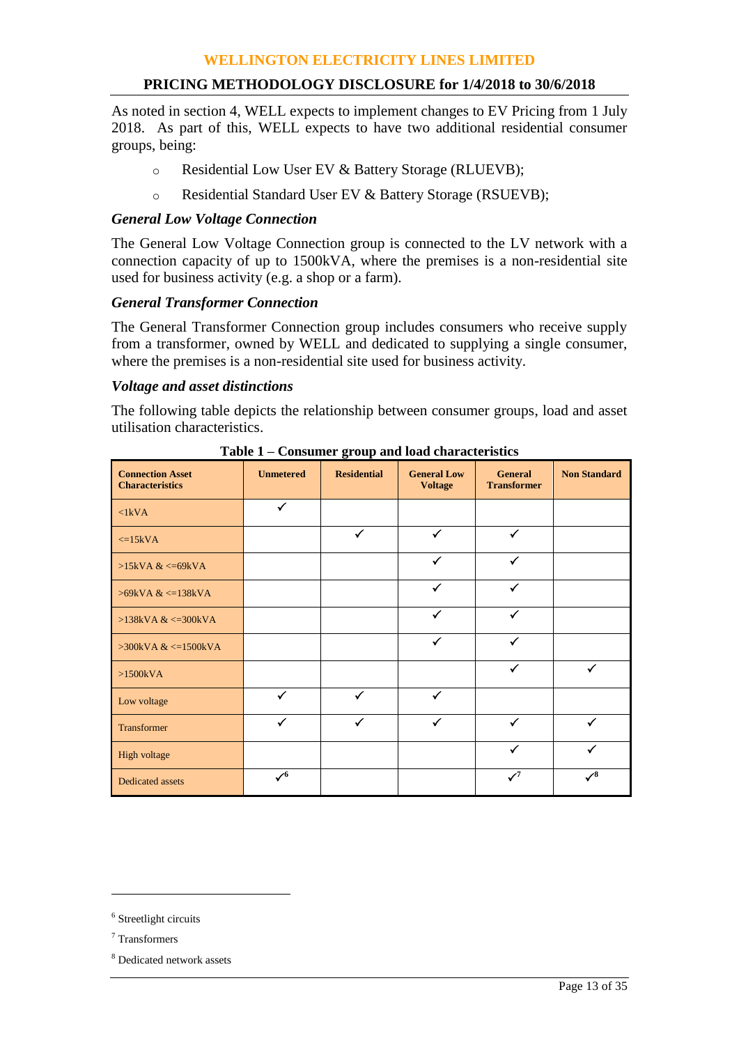As noted in section 4, WELL expects to implement changes to EV Pricing from 1 July 2018. As part of this, WELL expects to have two additional residential consumer groups, being:

- Residential Low User EV & Battery Storage (RLUEVB);
- Residential Standard User EV & Battery Storage (RSUEVB);

### *General Low Voltage Connection*

The General Low Voltage Connection group is connected to the LV network with a connection capacity of up to 1500kVA, where the premises is a non-residential site used for business activity (e.g. a shop or a farm).

### *General Transformer Connection*

The General Transformer Connection group includes consumers who receive supply from a transformer, owned by WELL and dedicated to supplying a single consumer, where the premises is a non-residential site used for business activity.

### *Voltage and asset distinctions*

The following table depicts the relationship between consumer groups, load and asset utilisation characteristics.

**Table 1 – Consumer group and load characteristics**

| Connection Asset Characteristics | Unmetered | Residential | General Low Voltage | General Transformer | Non Standard |
|---|---|---|---|---|---|
| <1kVA | ✓ | | | | |
| <=15kVA | | ✓ | ✓ | ✓ | |
| >15kVA & <=69kVA | | | ✓ | ✓ | |
| >69kVA & <=138kVA | | | ✓ | ✓ | |
| >138kVA & <=300kVA | | | ✓ | ✓ | |
| >300kVA & <=1500kVA | | | ✓ | ✓ | |
| >1500kVA | | | | ✓ | ✓ |
| Low voltage | ✓ | ✓ | ✓ | | |
| Transformer | ✓ | ✓ | ✓ | ✓ | ✓ |
| High voltage | | | | ✓ | ✓ |
| Dedicated assets | ✓[6] | | | ✓[7] | ✓[8] |

---

[6] Streetlight circuits

[7] Transformers

[8] Dedicated network assets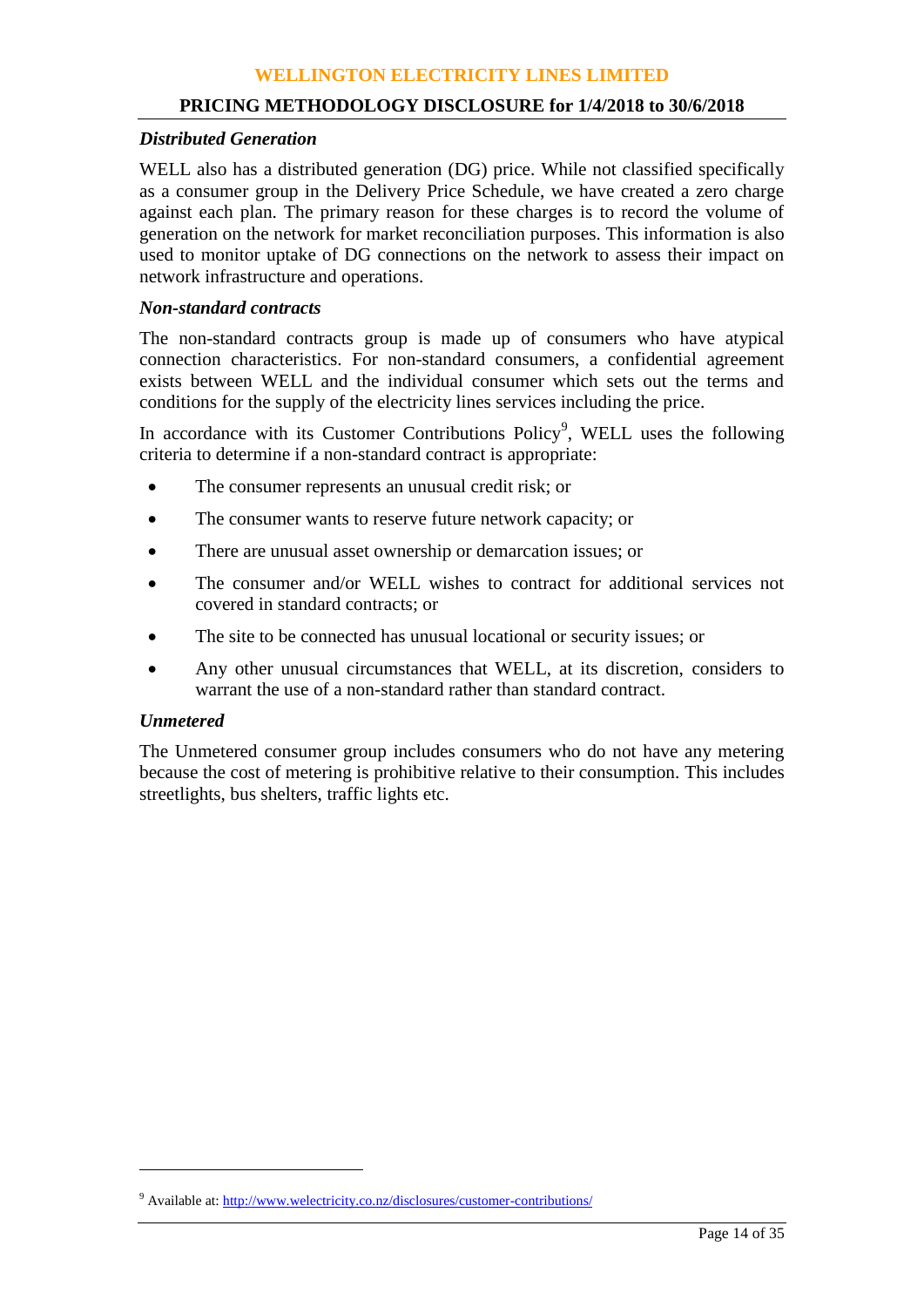### *Distributed Generation*

WELL also has a distributed generation (DG) price. While not classified specifically as a consumer group in the Delivery Price Schedule, we have created a zero charge against each plan. The primary reason for these charges is to record the volume of generation on the network for market reconciliation purposes. This information is also used to monitor uptake of DG connections on the network to assess their impact on network infrastructure and operations.

### *Non-standard contracts*

The non-standard contracts group is made up of consumers who have atypical connection characteristics. For non-standard consumers, a confidential agreement exists between WELL and the individual consumer which sets out the terms and conditions for the supply of the electricity lines services including the price.

In accordance with its Customer Contributions Policy[9], WELL uses the following criteria to determine if a non-standard contract is appropriate:

- The consumer represents an unusual credit risk; or
- The consumer wants to reserve future network capacity; or
- There are unusual asset ownership or demarcation issues; or
- The consumer and/or WELL wishes to contract for additional services not covered in standard contracts; or
- The site to be connected has unusual locational or security issues; or
- Any other unusual circumstances that WELL, at its discretion, considers to warrant the use of a non-standard rather than standard contract.

### *Unmetered*

The Unmetered consumer group includes consumers who do not have any metering because the cost of metering is prohibitive relative to their consumption. This includes streetlights, bus shelters, traffic lights etc.

---

[9] Available at: http://www.welectricity.co.nz/disclosures/customer-contributions/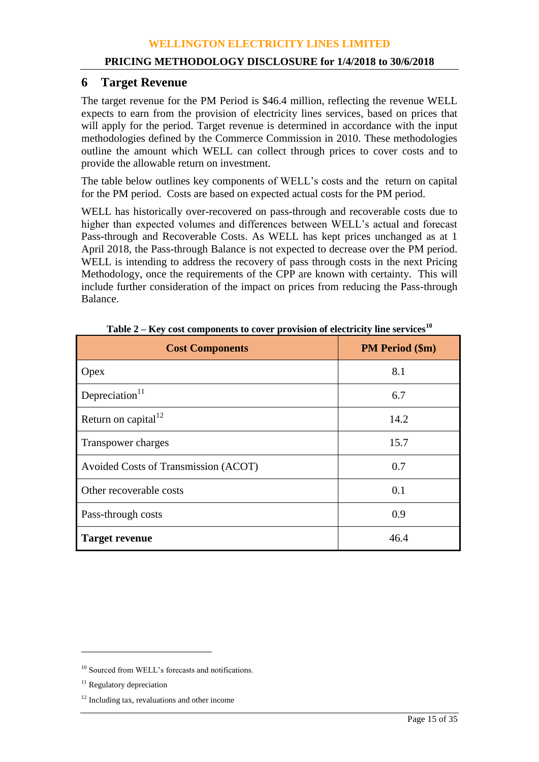# 6 Target Revenue

The target revenue for the PM Period is $46.4 million, reflecting the revenue WELL expects to earn from the provision of electricity lines services, based on prices that will apply for the period. Target revenue is determined in accordance with the input methodologies defined by the Commerce Commission in 2010. These methodologies outline the amount which WELL can collect through prices to cover costs and to provide the allowable return on investment.

The table below outlines key components of WELL's costs and the return on capital for the PM period. Costs are based on expected actual costs for the PM period.

WELL has historically over-recovered on pass-through and recoverable costs due to higher than expected volumes and differences between WELL's actual and forecast Pass-through and Recoverable Costs. As WELL has kept prices unchanged as at 1 April 2018, the Pass-through Balance is not expected to decrease over the PM period. WELL is intending to address the recovery of pass through costs in the next Pricing Methodology, once the requirements of the CPP are known with certainty. This will include further consideration of the impact on prices from reducing the Pass-through Balance.

**Table 2 – Key cost components to cover provision of electricity line services[10]**

| Cost Components | PM Period ($m) |
|---|---|
| Opex | 8.1 |
| Depreciation[11] | 6.7 |
| Return on capital[12] | 14.2 |
| Transpower charges | 15.7 |
| Avoided Costs of Transmission (ACOT) | 0.7 |
| Other recoverable costs | 0.1 |
| Pass-through costs | 0.9 |
| **Target revenue** | 46.4 |

[10] Sourced from WELL's forecasts and notifications.

[11] Regulatory depreciation

[12] Including tax, revaluations and other income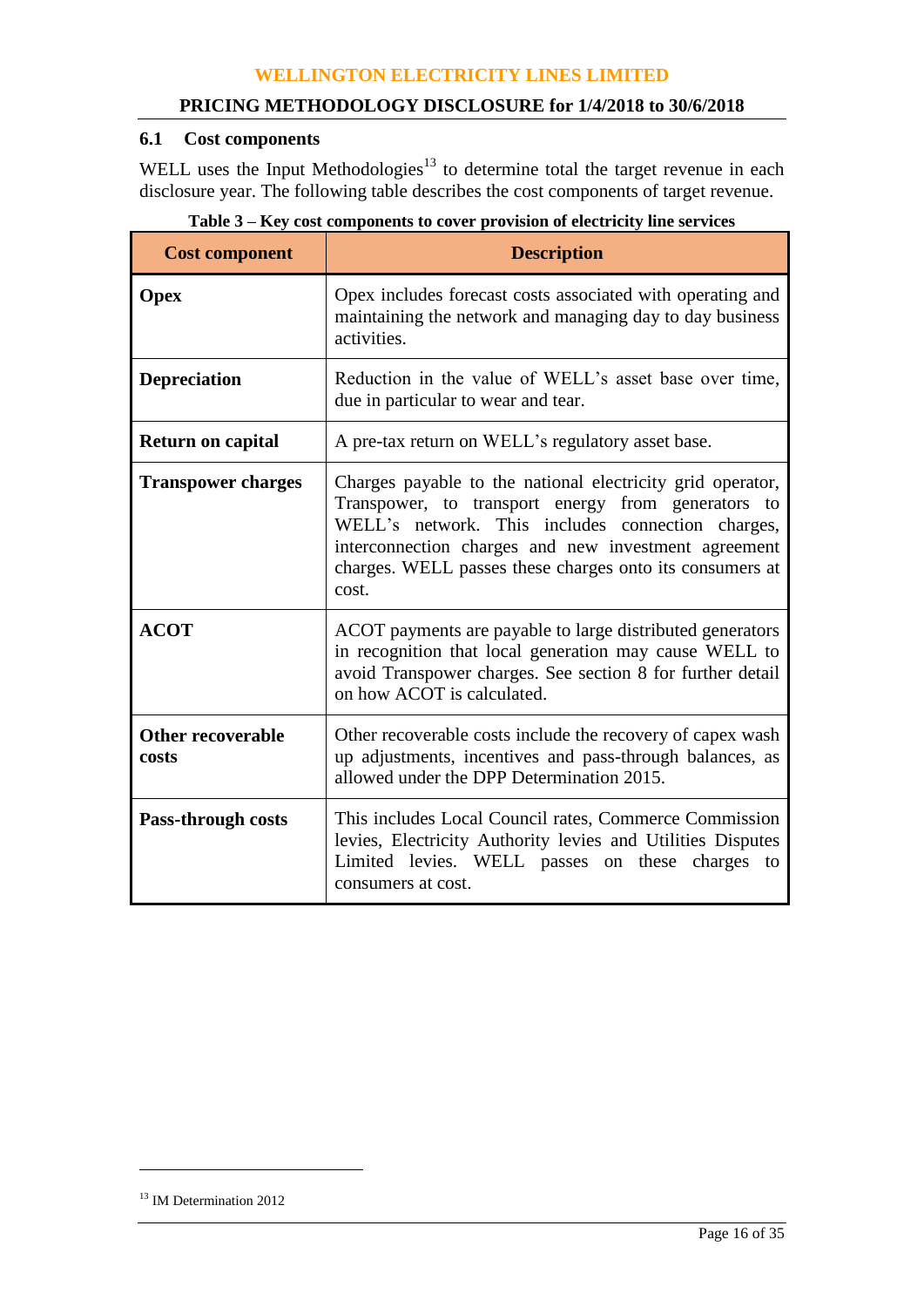## 6.1 Cost components

WELL uses the Input Methodologies[13] to determine total the target revenue in each disclosure year. The following table describes the cost components of target revenue.

**Table 3 – Key cost components to cover provision of electricity line services**

| Cost component | Description |
|---|---|
| **Opex** | Opex includes forecast costs associated with operating and maintaining the network and managing day to day business activities. |
| **Depreciation** | Reduction in the value of WELL's asset base over time, due in particular to wear and tear. |
| **Return on capital** | A pre-tax return on WELL's regulatory asset base. |
| **Transpower charges** | Charges payable to the national electricity grid operator, Transpower, to transport energy from generators to WELL's network. This includes connection charges, interconnection charges and new investment agreement charges. WELL passes these charges onto its consumers at cost. |
| **ACOT** | ACOT payments are payable to large distributed generators in recognition that local generation may cause WELL to avoid Transpower charges. See section 8 for further detail on how ACOT is calculated. |
| **Other recoverable costs** | Other recoverable costs include the recovery of capex wash up adjustments, incentives and pass-through balances, as allowed under the DPP Determination 2015. |
| **Pass-through costs** | This includes Local Council rates, Commerce Commission levies, Electricity Authority levies and Utilities Disputes Limited levies. WELL passes on these charges to consumers at cost. |

[13] IM Determination 2012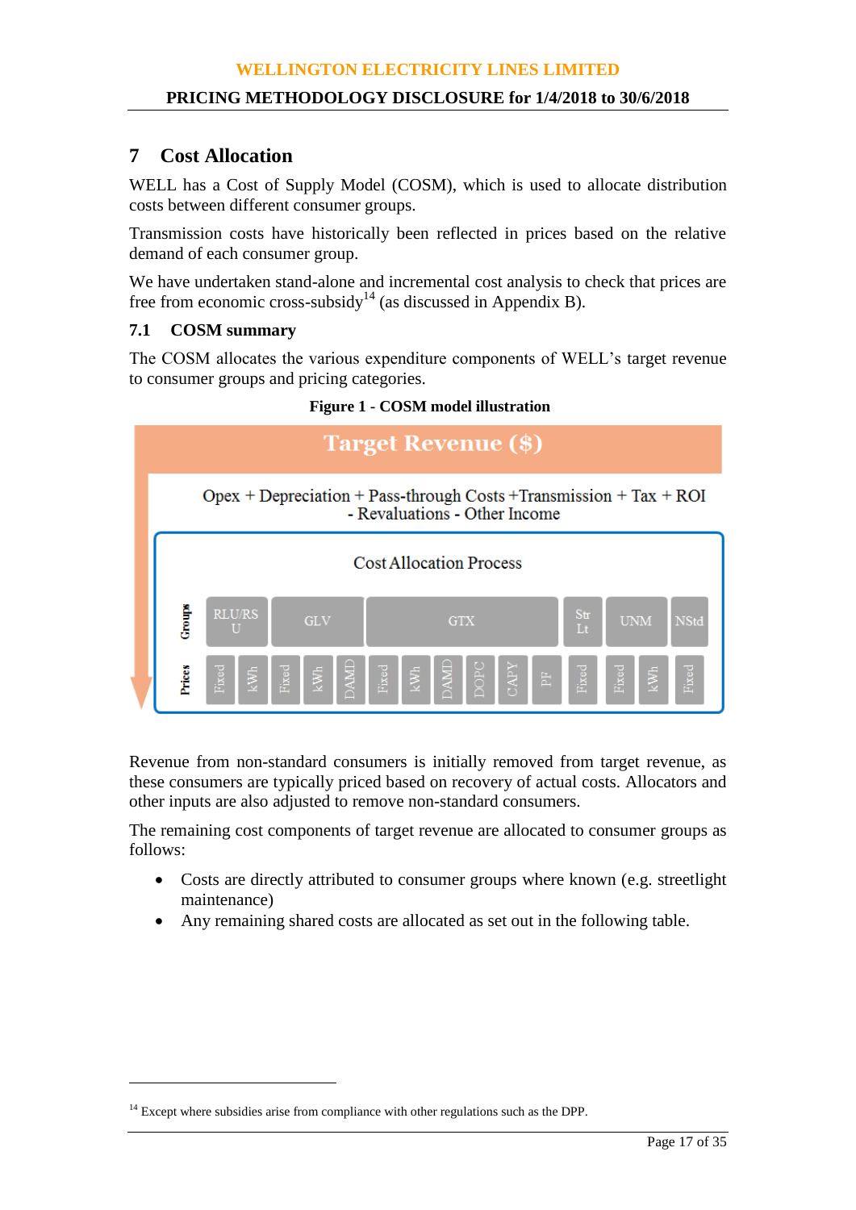## 7 Cost Allocation

WELL has a Cost of Supply Model (COSM), which is used to allocate distribution costs between different consumer groups.

Transmission costs have historically been reflected in prices based on the relative demand of each consumer group.

We have undertaken stand-alone and incremental cost analysis to check that prices are free from economic cross-subsidy[14] (as discussed in Appendix B).

### 7.1 COSM summary

The COSM allocates the various expenditure components of WELL's target revenue to consumer groups and pricing categories.

**Figure 1 - COSM model illustration**

Target Revenue ($)

Opex + Depreciation + Pass-through Costs +Transmission + Tax + ROI - Revaluations - Other Income

Cost Allocation Process

| Groups | RLU/RSU | | GLV | | | GTX | | | | | | Str Lt | UNM | | NStd |
|---|---|---|---|---|---|---|---|---|---|---|---|---|---|---|---|
| Prices | Fixed | kWh | Fixed | kWh | DAMD | Fixed | kWh | DAMD | DOPC | CAPY | PF | Fixed | Fixed | kWh | Fixed |

Revenue from non-standard consumers is initially removed from target revenue, as these consumers are typically priced based on recovery of actual costs. Allocators and other inputs are also adjusted to remove non-standard consumers.

The remaining cost components of target revenue are allocated to consumer groups as follows:

- Costs are directly attributed to consumer groups where known (e.g. streetlight maintenance)
- Any remaining shared costs are allocated as set out in the following table.

[14] Except where subsidies arise from compliance with other regulations such as the DPP.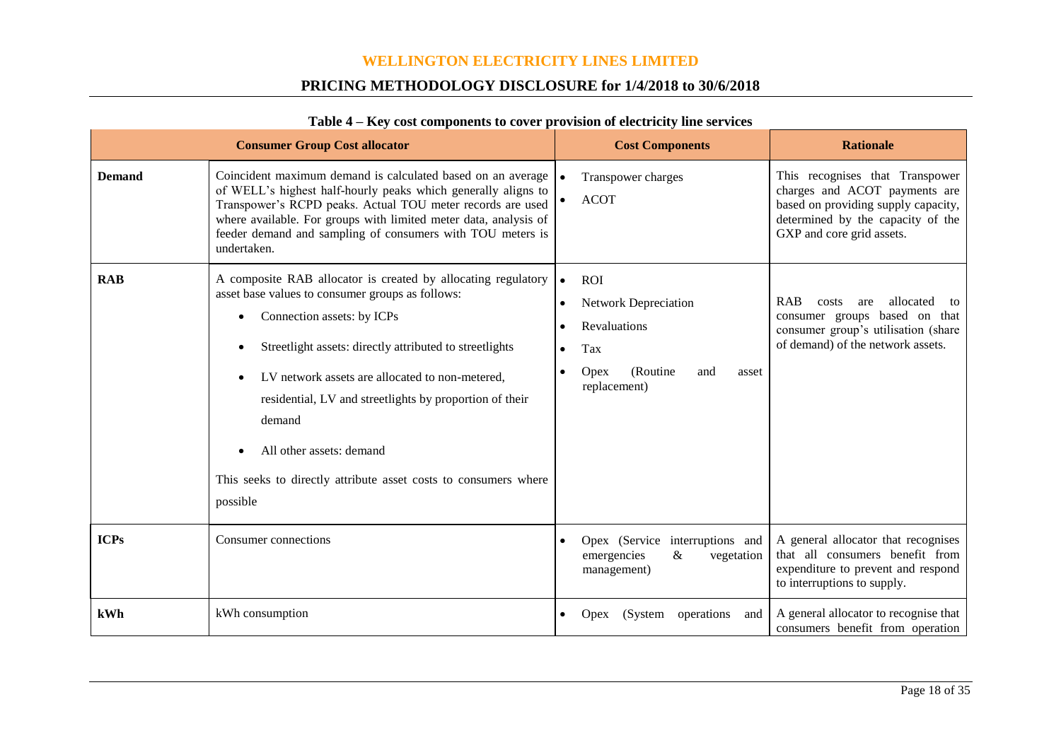**Table 4 – Key cost components to cover provision of electricity line services**

| Consumer Group Cost allocator | | Cost Components | Rationale |
|---|---|---|---|
| **Demand** | Coincident maximum demand is calculated based on an average of WELL's highest half-hourly peaks which generally aligns to Transpower's RCPD peaks. Actual TOU meter records are used where available. For groups with limited meter data, analysis of feeder demand and sampling of consumers with TOU meters is undertaken. | • Transpower charges<br>• ACOT | This recognises that Transpower charges and ACOT payments are based on providing supply capacity, determined by the capacity of the GXP and core grid assets. |
| **RAB** | A composite RAB allocator is created by allocating regulatory asset base values to consumer groups as follows:<br>• Connection assets: by ICPs<br>• Streetlight assets: directly attributed to streetlights<br>• LV network assets are allocated to non-metered, residential, LV and streetlights by proportion of their demand<br>• All other assets: demand<br>This seeks to directly attribute asset costs to consumers where possible | • ROI<br>• Network Depreciation<br>• Revaluations<br>• Tax<br>• Opex (Routine and asset replacement) | RAB costs are allocated to consumer groups based on that consumer group's utilisation (share of demand) of the network assets. |
| **ICPs** | Consumer connections | • Opex (Service interruptions and emergencies & vegetation management) | A general allocator that recognises that all consumers benefit from expenditure to prevent and respond to interruptions to supply. |
| **kWh** | kWh consumption | • Opex (System operations and | A general allocator to recognise that consumers benefit from operation |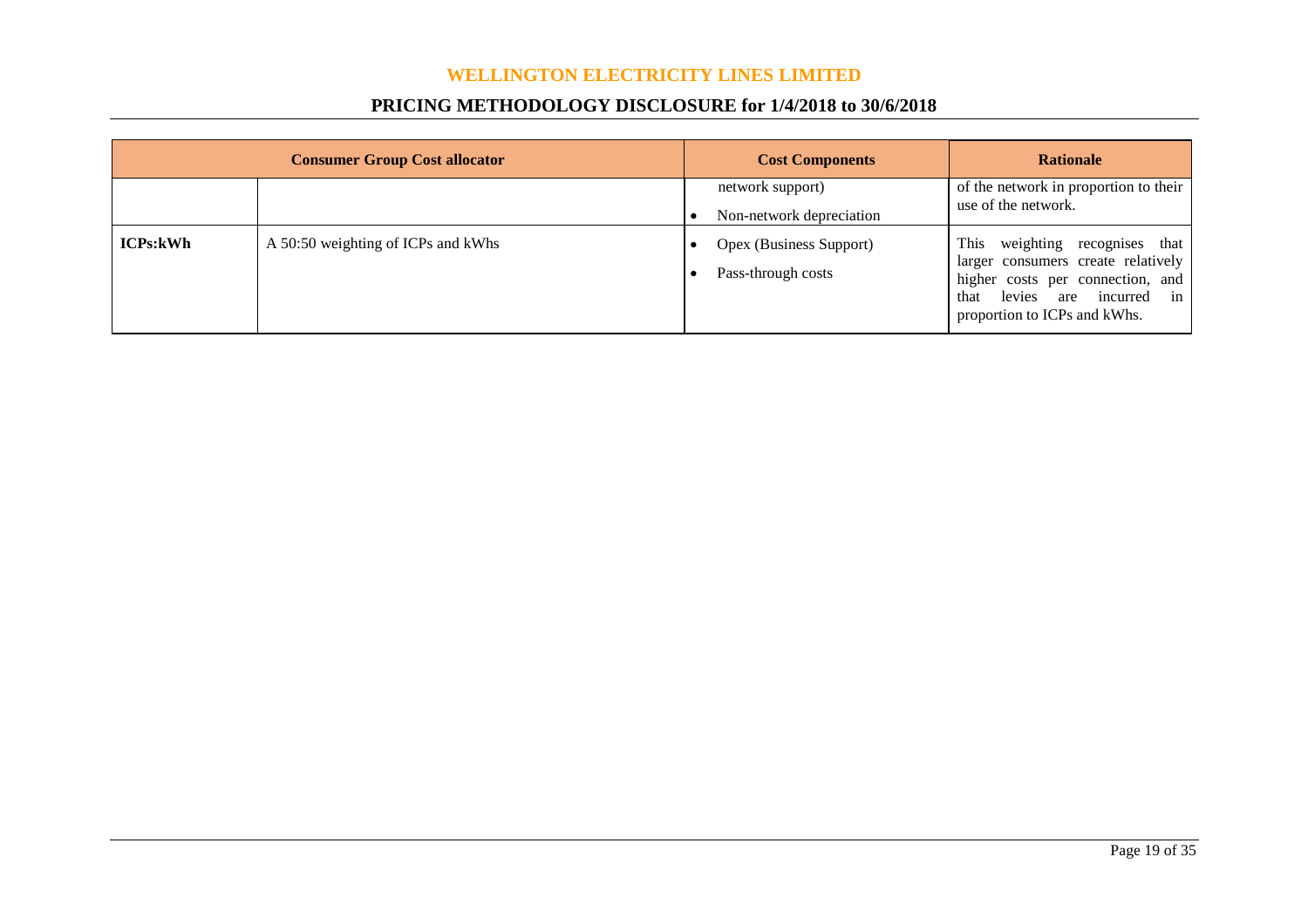| Consumer Group Cost allocator | | Cost Components | Rationale |
|---|---|---|---|
| | | network support)<br>• Non-network depreciation | of the network in proportion to their use of the network. |
| **ICPs:kWh** | A 50:50 weighting of ICPs and kWhs | • Opex (Business Support)<br>• Pass-through costs | This weighting recognises that larger consumers create relatively higher costs per connection, and that levies are incurred in proportion to ICPs and kWhs. |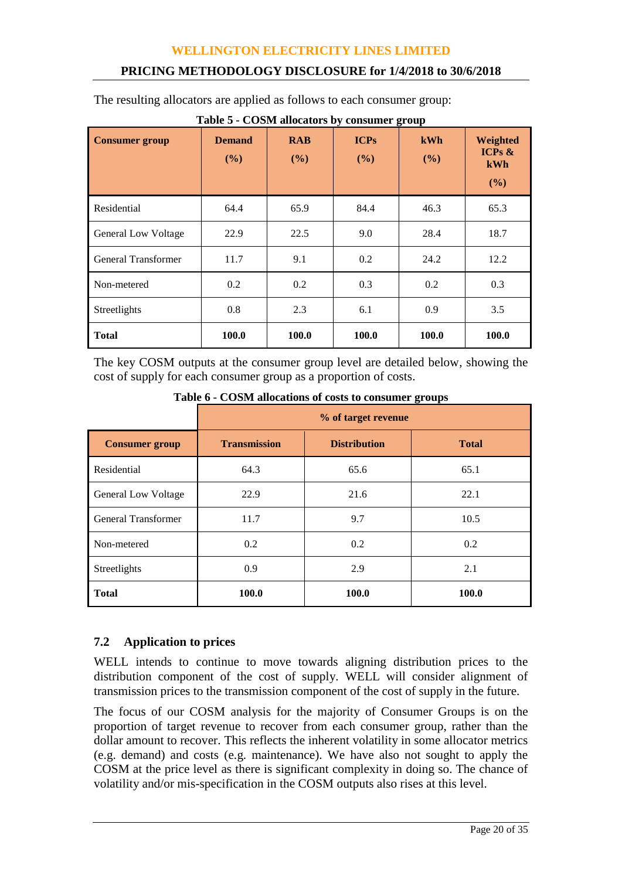The resulting allocators are applied as follows to each consumer group:

**Table 5 - COSM allocators by consumer group**

| Consumer group | Demand (%) | RAB (%) | ICPs (%) | kWh (%) | Weighted ICPs & kWh (%) |
|---|---|---|---|---|---|
| Residential | 64.4 | 65.9 | 84.4 | 46.3 | 65.3 |
| General Low Voltage | 22.9 | 22.5 | 9.0 | 28.4 | 18.7 |
| General Transformer | 11.7 | 9.1 | 0.2 | 24.2 | 12.2 |
| Non-metered | 0.2 | 0.2 | 0.3 | 0.2 | 0.3 |
| Streetlights | 0.8 | 2.3 | 6.1 | 0.9 | 3.5 |
| **Total** | **100.0** | **100.0** | **100.0** | **100.0** | **100.0** |

The key COSM outputs at the consumer group level are detailed below, showing the cost of supply for each consumer group as a proportion of costs.

**Table 6 - COSM allocations of costs to consumer groups**

| | % of target revenue | | |
|---|---|---|---|
| **Consumer group** | **Transmission** | **Distribution** | **Total** |
| Residential | 64.3 | 65.6 | 65.1 |
| General Low Voltage | 22.9 | 21.6 | 22.1 |
| General Transformer | 11.7 | 9.7 | 10.5 |
| Non-metered | 0.2 | 0.2 | 0.2 |
| Streetlights | 0.9 | 2.9 | 2.1 |
| **Total** | **100.0** | **100.0** | **100.0** |

### 7.2 Application to prices

WELL intends to continue to move towards aligning distribution prices to the distribution component of the cost of supply. WELL will consider alignment of transmission prices to the transmission component of the cost of supply in the future.

The focus of our COSM analysis for the majority of Consumer Groups is on the proportion of target revenue to recover from each consumer group, rather than the dollar amount to recover. This reflects the inherent volatility in some allocator metrics (e.g. demand) and costs (e.g. maintenance). We have also not sought to apply the COSM at the price level as there is significant complexity in doing so. The chance of volatility and/or mis-specification in the COSM outputs also rises at this level.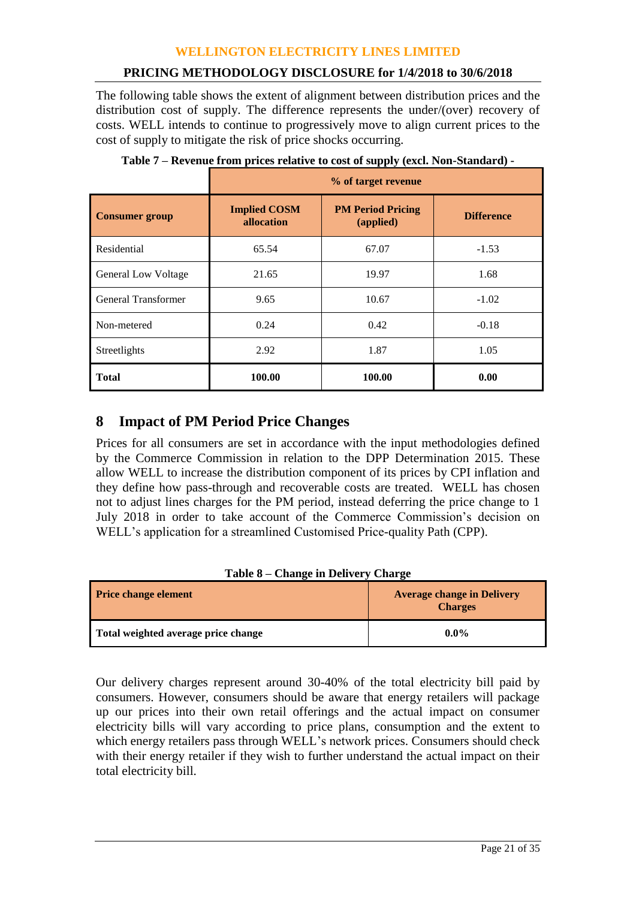The following table shows the extent of alignment between distribution prices and the distribution cost of supply. The difference represents the under/(over) recovery of costs. WELL intends to continue to progressively move to align current prices to the cost of supply to mitigate the risk of price shocks occurring.

**Table 7 – Revenue from prices relative to cost of supply (excl. Non-Standard) -**

| | % of target revenue | | |
|---|---|---|---|
| **Consumer group** | **Implied COSM allocation** | **PM Period Pricing (applied)** | **Difference** |
| Residential | 65.54 | 67.07 | -1.53 |
| General Low Voltage | 21.65 | 19.97 | 1.68 |
| General Transformer | 9.65 | 10.67 | -1.02 |
| Non-metered | 0.24 | 0.42 | -0.18 |
| Streetlights | 2.92 | 1.87 | 1.05 |
| **Total** | **100.00** | **100.00** | **0.00** |

## 8 Impact of PM Period Price Changes

Prices for all consumers are set in accordance with the input methodologies defined by the Commerce Commission in relation to the DPP Determination 2015. These allow WELL to increase the distribution component of its prices by CPI inflation and they define how pass-through and recoverable costs are treated. WELL has chosen not to adjust lines charges for the PM period, instead deferring the price change to 1 July 2018 in order to take account of the Commerce Commission's decision on WELL's application for a streamlined Customised Price-quality Path (CPP).

**Table 8 – Change in Delivery Charge**

| Price change element | Average change in Delivery Charges |
|---|---|
| **Total weighted average price change** | **0.0%** |

Our delivery charges represent around 30-40% of the total electricity bill paid by consumers. However, consumers should be aware that energy retailers will package up our prices into their own retail offerings and the actual impact on consumer electricity bills will vary according to price plans, consumption and the extent to which energy retailers pass through WELL's network prices. Consumers should check with their energy retailer if they wish to further understand the actual impact on their total electricity bill.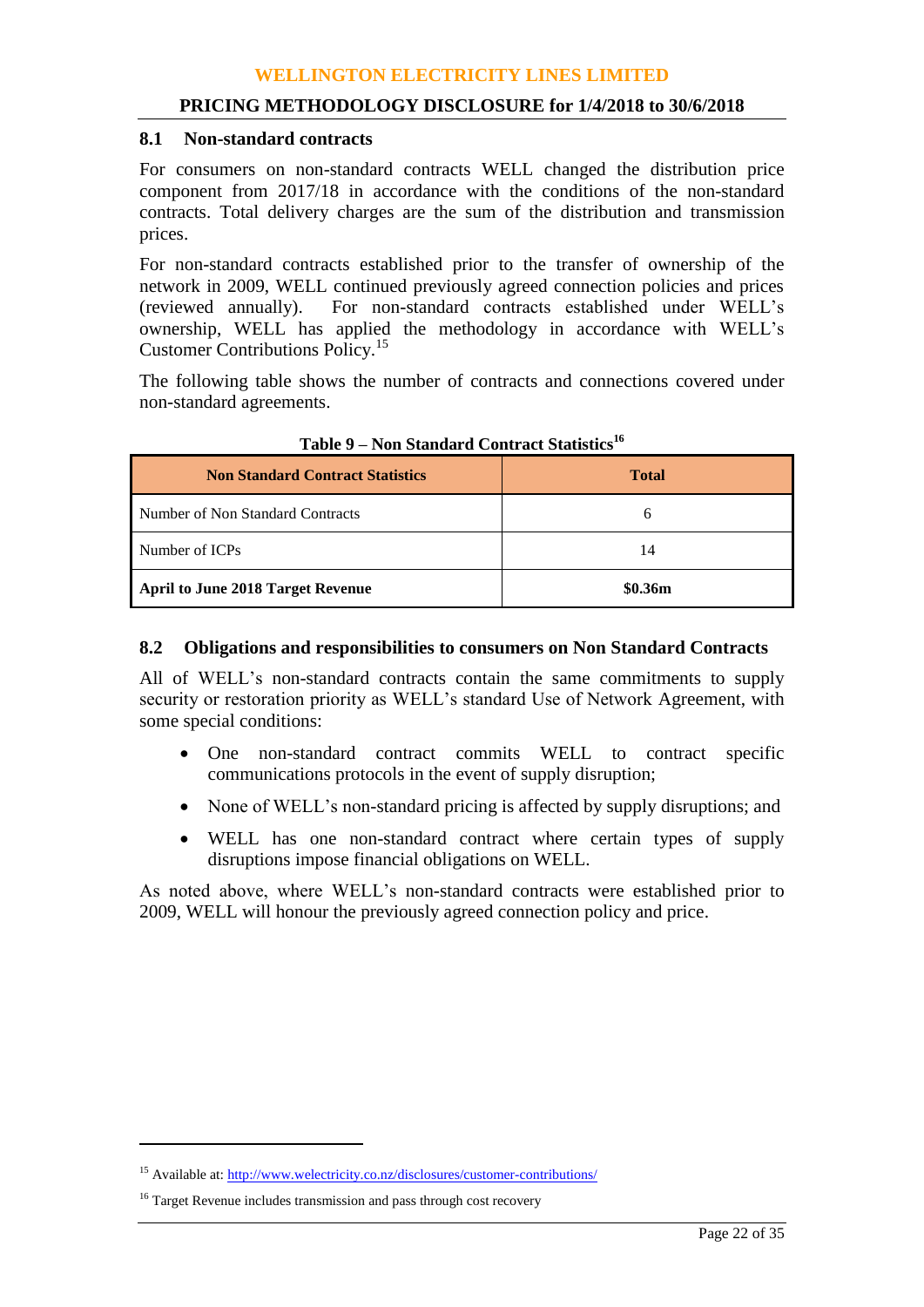### 8.1 Non-standard contracts

For consumers on non-standard contracts WELL changed the distribution price component from 2017/18 in accordance with the conditions of the non-standard contracts. Total delivery charges are the sum of the distribution and transmission prices.

For non-standard contracts established prior to the transfer of ownership of the network in 2009, WELL continued previously agreed connection policies and prices (reviewed annually). For non-standard contracts established under WELL's ownership, WELL has applied the methodology in accordance with WELL's Customer Contributions Policy.[15]

The following table shows the number of contracts and connections covered under non-standard agreements.

**Table 9 – Non Standard Contract Statistics[16]**

| Non Standard Contract Statistics | Total |
|---|---|
| Number of Non Standard Contracts | 6 |
| Number of ICPs | 14 |
| **April to June 2018 Target Revenue** | **$0.36m** |

### 8.2 Obligations and responsibilities to consumers on Non Standard Contracts

All of WELL's non-standard contracts contain the same commitments to supply security or restoration priority as WELL's standard Use of Network Agreement, with some special conditions:

- One non-standard contract commits WELL to contract specific communications protocols in the event of supply disruption;
- None of WELL's non-standard pricing is affected by supply disruptions; and
- WELL has one non-standard contract where certain types of supply disruptions impose financial obligations on WELL.

As noted above, where WELL's non-standard contracts were established prior to 2009, WELL will honour the previously agreed connection policy and price.

[15] Available at: http://www.welectricity.co.nz/disclosures/customer-contributions/

[16] Target Revenue includes transmission and pass through cost recovery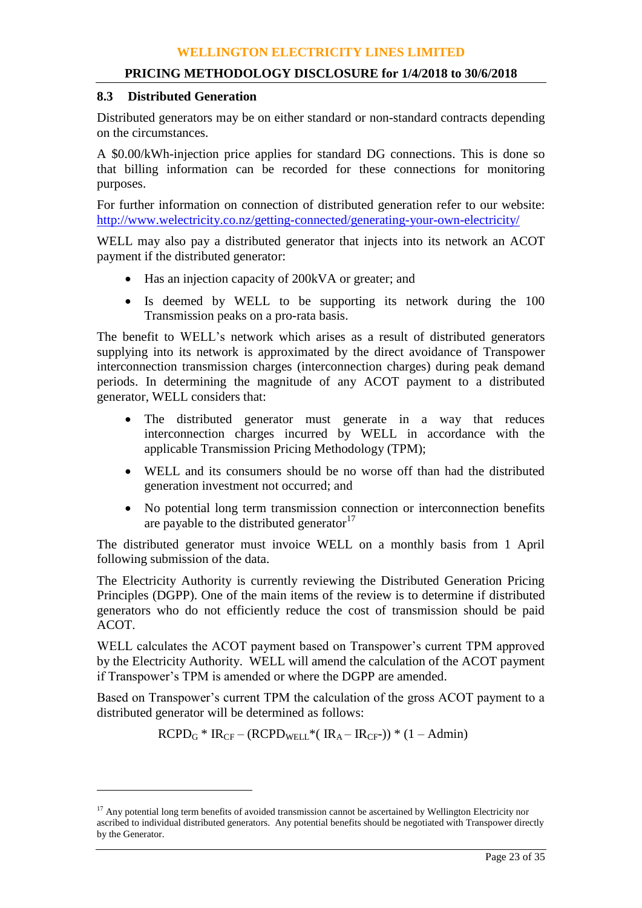### 8.3 Distributed Generation

Distributed generators may be on either standard or non-standard contracts depending on the circumstances.

A $0.00/kWh-injection price applies for standard DG connections. This is done so that billing information can be recorded for these connections for monitoring purposes.

For further information on connection of distributed generation refer to our website: http://www.welectricity.co.nz/getting-connected/generating-your-own-electricity/

WELL may also pay a distributed generator that injects into its network an ACOT payment if the distributed generator:

- Has an injection capacity of 200kVA or greater; and
- Is deemed by WELL to be supporting its network during the 100 Transmission peaks on a pro-rata basis.

The benefit to WELL's network which arises as a result of distributed generators supplying into its network is approximated by the direct avoidance of Transpower interconnection transmission charges (interconnection charges) during peak demand periods. In determining the magnitude of any ACOT payment to a distributed generator, WELL considers that:

- The distributed generator must generate in a way that reduces interconnection charges incurred by WELL in accordance with the applicable Transmission Pricing Methodology (TPM);
- WELL and its consumers should be no worse off than had the distributed generation investment not occurred; and
- No potential long term transmission connection or interconnection benefits are payable to the distributed generator[17]

The distributed generator must invoice WELL on a monthly basis from 1 April following submission of the data.

The Electricity Authority is currently reviewing the Distributed Generation Pricing Principles (DGPP). One of the main items of the review is to determine if distributed generators who do not efficiently reduce the cost of transmission should be paid ACOT.

WELL calculates the ACOT payment based on Transpower's current TPM approved by the Electricity Authority. WELL will amend the calculation of the ACOT payment if Transpower's TPM is amended or where the DGPP are amended.

Based on Transpower's current TPM the calculation of the gross ACOT payment to a distributed generator will be determined as follows:

$$RCPD_{G} * IR_{CF} - (RCPD_{WELL} * (IR_{A} - IR_{CF})) * (1 - Admin)$$

[17] Any potential long term benefits of avoided transmission cannot be ascertained by Wellington Electricity nor ascribed to individual distributed generators. Any potential benefits should be negotiated with Transpower directly by the Generator.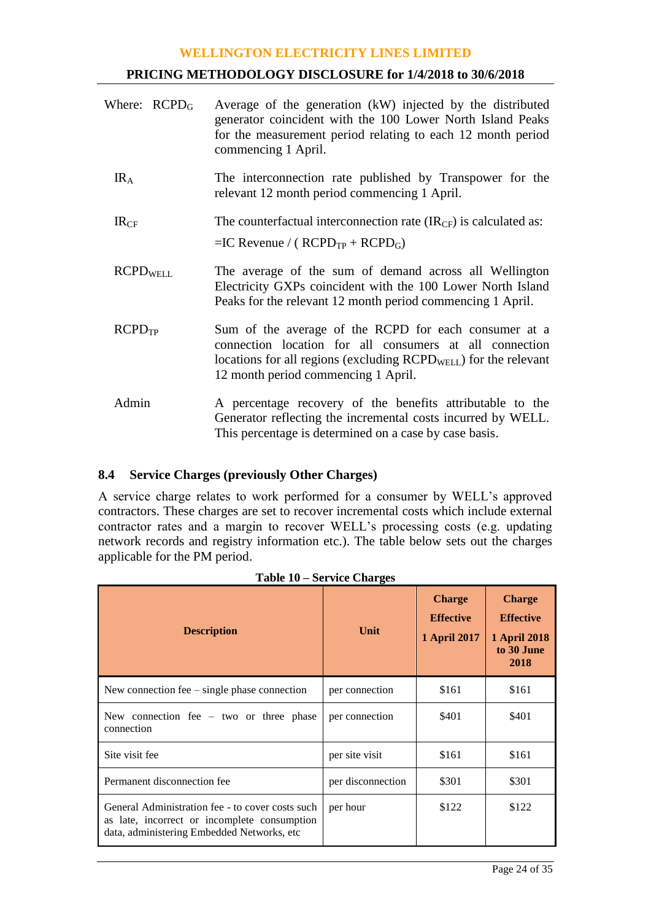| Where: | |
|---|---|
| $RCPD_G$ | Average of the generation (kW) injected by the distributed generator coincident with the 100 Lower North Island Peaks for the measurement period relating to each 12 month period commencing 1 April. |
| $IR_A$ | The interconnection rate published by Transpower for the relevant 12 month period commencing 1 April. |
| $IR_{CF}$ | The counterfactual interconnection rate ($IR_{CF}$) is calculated as: =IC Revenue / ( $RCPD_{TP}$ + $RCPD_G$) |
| $RCPD_{WELL}$ | The average of the sum of demand across all Wellington Electricity GXPs coincident with the 100 Lower North Island Peaks for the relevant 12 month period commencing 1 April. |
| $RCPD_{TP}$ | Sum of the average of the RCPD for each consumer at a connection location for all consumers at all connection locations for all regions (excluding $RCPD_{WELL}$) for the relevant 12 month period commencing 1 April. |
| Admin | A percentage recovery of the benefits attributable to the Generator reflecting the incremental costs incurred by WELL. This percentage is determined on a case by case basis. |

### 8.4 Service Charges (previously Other Charges)

A service charge relates to work performed for a consumer by WELL's approved contractors. These charges are set to recover incremental costs which include external contractor rates and a margin to recover WELL's processing costs (e.g. updating network records and registry information etc.). The table below sets out the charges applicable for the PM period.

**Table 10 – Service Charges**

| Description | Unit | Charge Effective 1 April 2017 | Charge Effective 1 April 2018 to 30 June 2018 |
|---|---|---|---|
| New connection fee – single phase connection | per connection | $161 | $161 |
| New connection fee – two or three phase connection | per connection | $401 | $401 |
| Site visit fee | per site visit | $161 | $161 |
| Permanent disconnection fee | per disconnection | $301 | $301 |
| General Administration fee - to cover costs such as late, incorrect or incomplete consumption data, administering Embedded Networks, etc | per hour | $122 | $122 |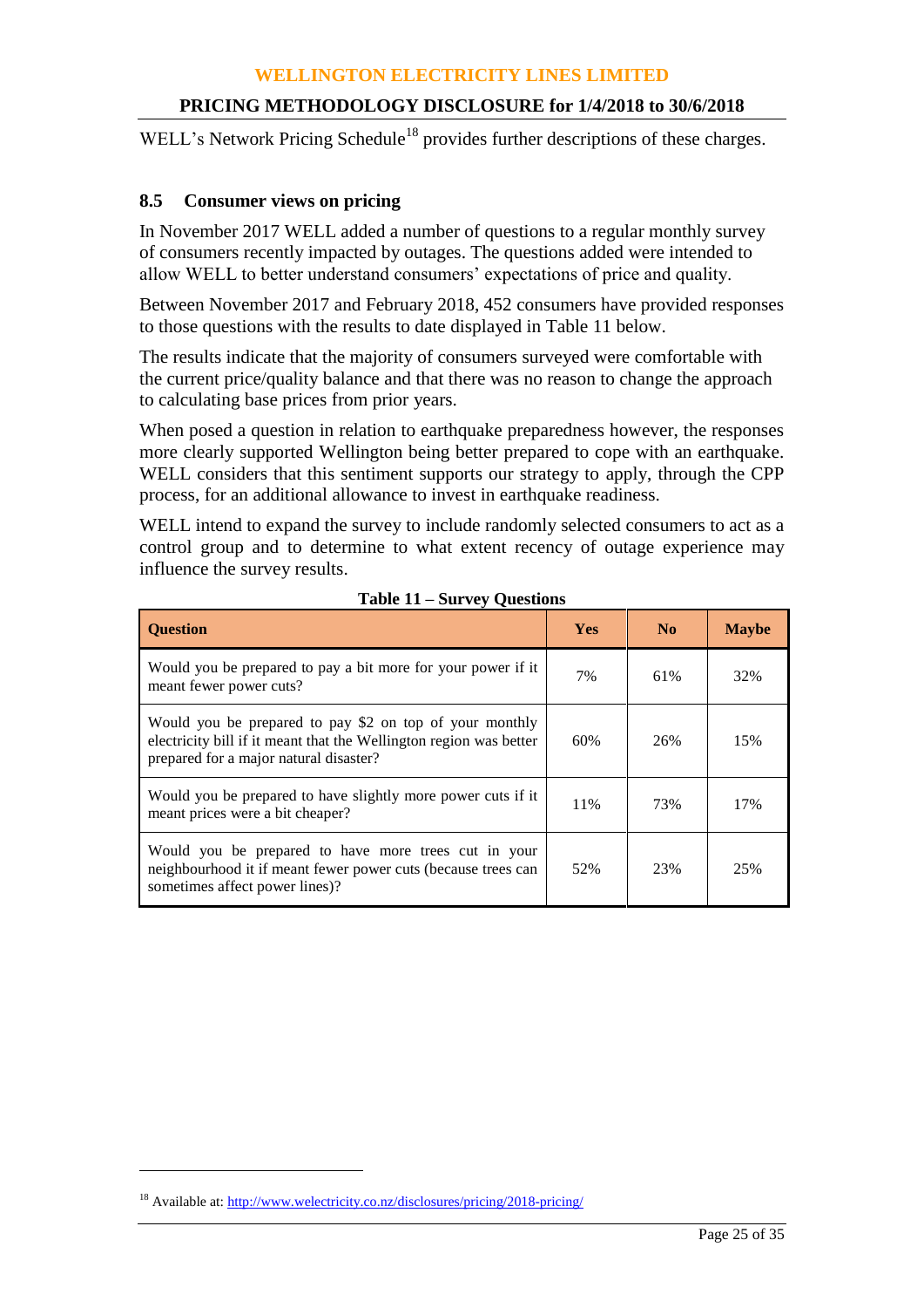WELL's Network Pricing Schedule[18] provides further descriptions of these charges.

### 8.5 Consumer views on pricing

In November 2017 WELL added a number of questions to a regular monthly survey of consumers recently impacted by outages. The questions added were intended to allow WELL to better understand consumers' expectations of price and quality.

Between November 2017 and February 2018, 452 consumers have provided responses to those questions with the results to date displayed in Table 11 below.

The results indicate that the majority of consumers surveyed were comfortable with the current price/quality balance and that there was no reason to change the approach to calculating base prices from prior years.

When posed a question in relation to earthquake preparedness however, the responses more clearly supported Wellington being better prepared to cope with an earthquake. WELL considers that this sentiment supports our strategy to apply, through the CPP process, for an additional allowance to invest in earthquake readiness.

WELL intend to expand the survey to include randomly selected consumers to act as a control group and to determine to what extent recency of outage experience may influence the survey results.

**Table 11 – Survey Questions**

| Question | Yes | No | Maybe |
|---|---|---|---|
| Would you be prepared to pay a bit more for your power if it meant fewer power cuts? | 7% | 61% | 32% |
| Would you be prepared to pay $2 on top of your monthly electricity bill if it meant that the Wellington region was better prepared for a major natural disaster? | 60% | 26% | 15% |
| Would you be prepared to have slightly more power cuts if it meant prices were a bit cheaper? | 11% | 73% | 17% |
| Would you be prepared to have more trees cut in your neighbourhood it if meant fewer power cuts (because trees can sometimes affect power lines)? | 52% | 23% | 25% |

[18] Available at: http://www.welectricity.co.nz/disclosures/pricing/2018-pricing/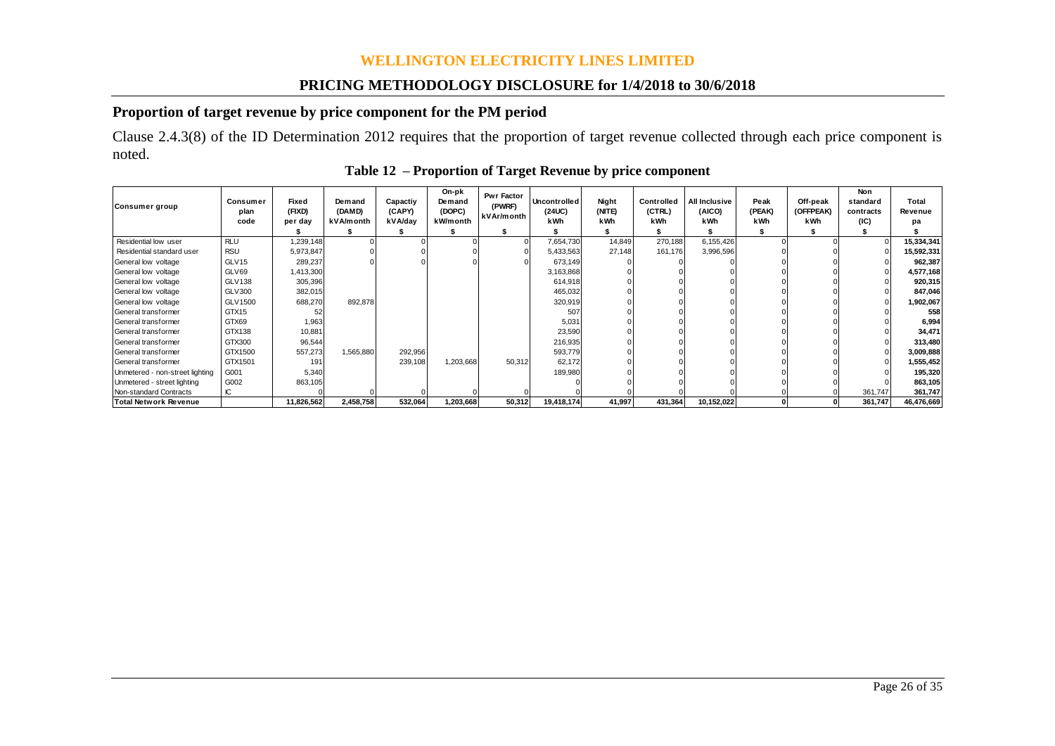## WELLINGTON ELECTRICITY LINES LIMITED

## PRICING METHODOLOGY DISCLOSURE for 1/4/2018 to 30/6/2018

### Proportion of target revenue by price component for the PM period

Clause 2.4.3(8) of the ID Determination 2012 requires that the proportion of target revenue collected through each price component is noted.

**Table 12 – Proportion of Target Revenue by price component**

| Consumer group | Consumer plan code | Fixed (FIXD) per day $ | Demand (DAMD) kVA/month $ | Capactiy (CAPY) kVA/day $ | On-pk Demand (DOPC) kW/month $ | Pwr Factor (PWRF) kVAr/month $ | Uncontrolled (24UC) kWh $ | Night (NITE) kWh $ | Controlled (CTRL) kWh $ | All Inclusive (AICO) kWh $ | Peak (PEAK) kWh $ | Off-peak (OFFPEAK) kWh $ | Non standard contracts (IC) $ | Total Revenue pa $ |
|---|---|---|---|---|---|---|---|---|---|---|---|---|---|---|
| Residential low user | RLU | 1,239,148 | 0 | 0 | 0 | 0 | 7,654,730 | 14,849 | 270,188 | 6,155,426 | 0 | 0 | 0 | 15,334,341 |
| Residential standard user | RSU | 5,973,847 | 0 | 0 | 0 | 0 | 5,433,563 | 27,148 | 161,176 | 3,996,596 | 0 | 0 | 0 | 15,592,331 |
| General low voltage | GLV15 | 289,237 | 0 | 0 | 0 | 0 | 673,149 | 0 | 0 | 0 | 0 | 0 | 0 | 962,387 |
| General low voltage | GLV69 | 1,413,300 | | | | | 3,163,868 | 0 | 0 | 0 | 0 | 0 | 0 | 4,577,168 |
| General low voltage | GLV138 | 305,396 | | | | | 614,918 | 0 | 0 | 0 | 0 | 0 | 0 | 920,315 |
| General low voltage | GLV300 | 382,015 | | | | | 465,032 | 0 | 0 | 0 | 0 | 0 | 0 | 847,046 |
| General low voltage | GLV1500 | 688,270 | 892,878 | | | | 320,919 | 0 | 0 | 0 | 0 | 0 | 0 | 1,902,067 |
| General transformer | GTX15 | 52 | | | | | 507 | 0 | 0 | 0 | 0 | 0 | 0 | 558 |
| General transformer | GTX69 | 1,963 | | | | | 5,031 | 0 | 0 | 0 | 0 | 0 | 0 | 6,994 |
| General transformer | GTX138 | 10,881 | | | | | 23,590 | 0 | 0 | 0 | 0 | 0 | 0 | 34,471 |
| General transformer | GTX300 | 96,544 | | | | | 216,935 | 0 | 0 | 0 | 0 | 0 | 0 | 313,480 |
| General transformer | GTX1500 | 557,273 | 1,565,880 | 292,956 | | | 593,779 | 0 | 0 | 0 | 0 | 0 | 0 | 3,009,888 |
| General transformer | GTX1501 | 191 | | 239,108 | 1,203,668 | 50,312 | 62,172 | 0 | 0 | 0 | 0 | 0 | 0 | 1,555,452 |
| Unmetered - non-street lighting | G001 | 5,340 | | | | | 189,980 | 0 | 0 | 0 | 0 | 0 | 0 | 195,320 |
| Unmetered - street lighting | G002 | 863,105 | | | | | 0 | 0 | 0 | 0 | 0 | 0 | 0 | 863,105 |
| Non-standard Contracts | IC | 0 | 0 | 0 | 0 | 0 | 0 | 0 | 0 | 0 | 0 | 0 | 361,747 | 361,747 |
| **Total Network Revenue** | | **11,826,562** | **2,458,758** | **532,064** | **1,203,668** | **50,312** | **19,418,174** | **41,997** | **431,364** | **10,152,022** | **0** | **0** | **361,747** | **46,476,669** |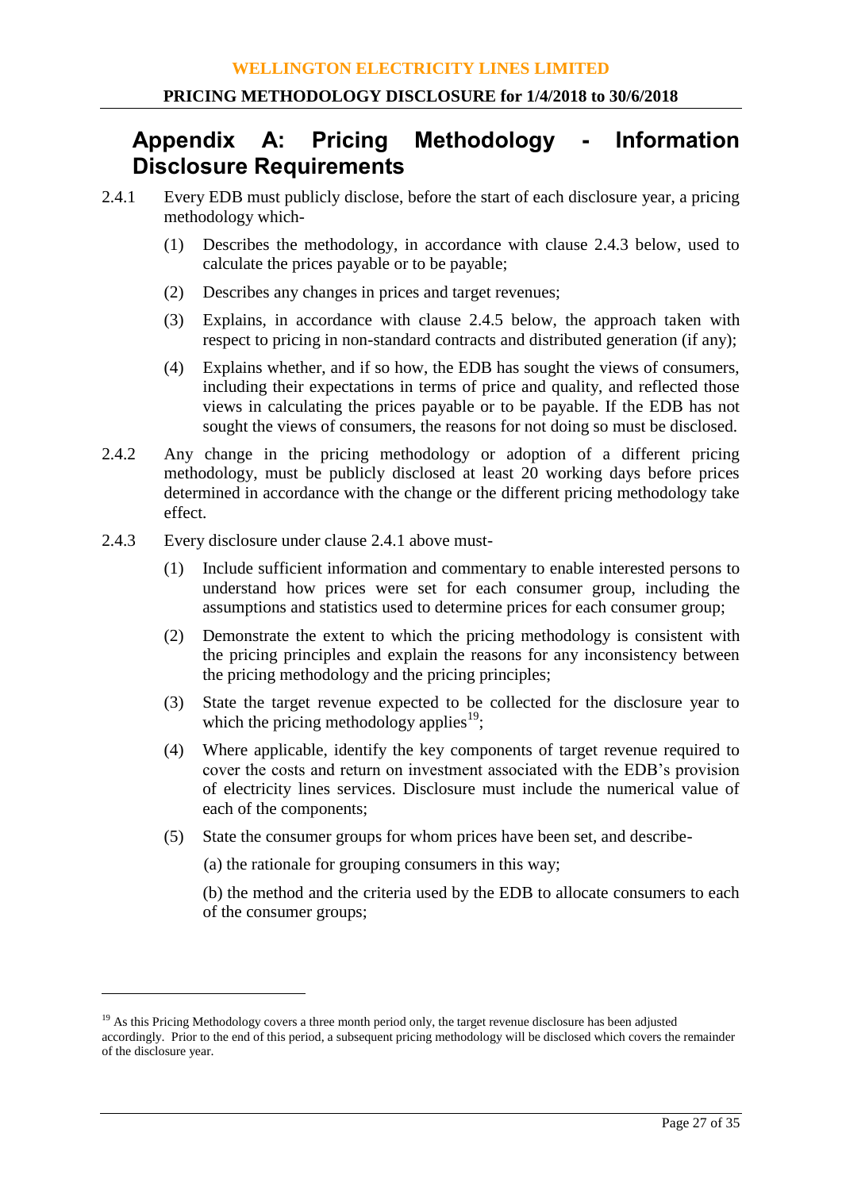# Appendix A: Pricing Methodology - Information Disclosure Requirements

2.4.1 Every EDB must publicly disclose, before the start of each disclosure year, a pricing methodology which-

(1) Describes the methodology, in accordance with clause 2.4.3 below, used to calculate the prices payable or to be payable;

(2) Describes any changes in prices and target revenues;

(3) Explains, in accordance with clause 2.4.5 below, the approach taken with respect to pricing in non-standard contracts and distributed generation (if any);

(4) Explains whether, and if so how, the EDB has sought the views of consumers, including their expectations in terms of price and quality, and reflected those views in calculating the prices payable or to be payable. If the EDB has not sought the views of consumers, the reasons for not doing so must be disclosed.

2.4.2 Any change in the pricing methodology or adoption of a different pricing methodology, must be publicly disclosed at least 20 working days before prices determined in accordance with the change or the different pricing methodology take effect.

2.4.3 Every disclosure under clause 2.4.1 above must-

(1) Include sufficient information and commentary to enable interested persons to understand how prices were set for each consumer group, including the assumptions and statistics used to determine prices for each consumer group;

(2) Demonstrate the extent to which the pricing methodology is consistent with the pricing principles and explain the reasons for any inconsistency between the pricing methodology and the pricing principles;

(3) State the target revenue expected to be collected for the disclosure year to which the pricing methodology applies[19];

(4) Where applicable, identify the key components of target revenue required to cover the costs and return on investment associated with the EDB's provision of electricity lines services. Disclosure must include the numerical value of each of the components;

(5) State the consumer groups for whom prices have been set, and describe-

(a) the rationale for grouping consumers in this way;

(b) the method and the criteria used by the EDB to allocate consumers to each of the consumer groups;

---

[19] As this Pricing Methodology covers a three month period only, the target revenue disclosure has been adjusted accordingly. Prior to the end of this period, a subsequent pricing methodology will be disclosed which covers the remainder of the disclosure year.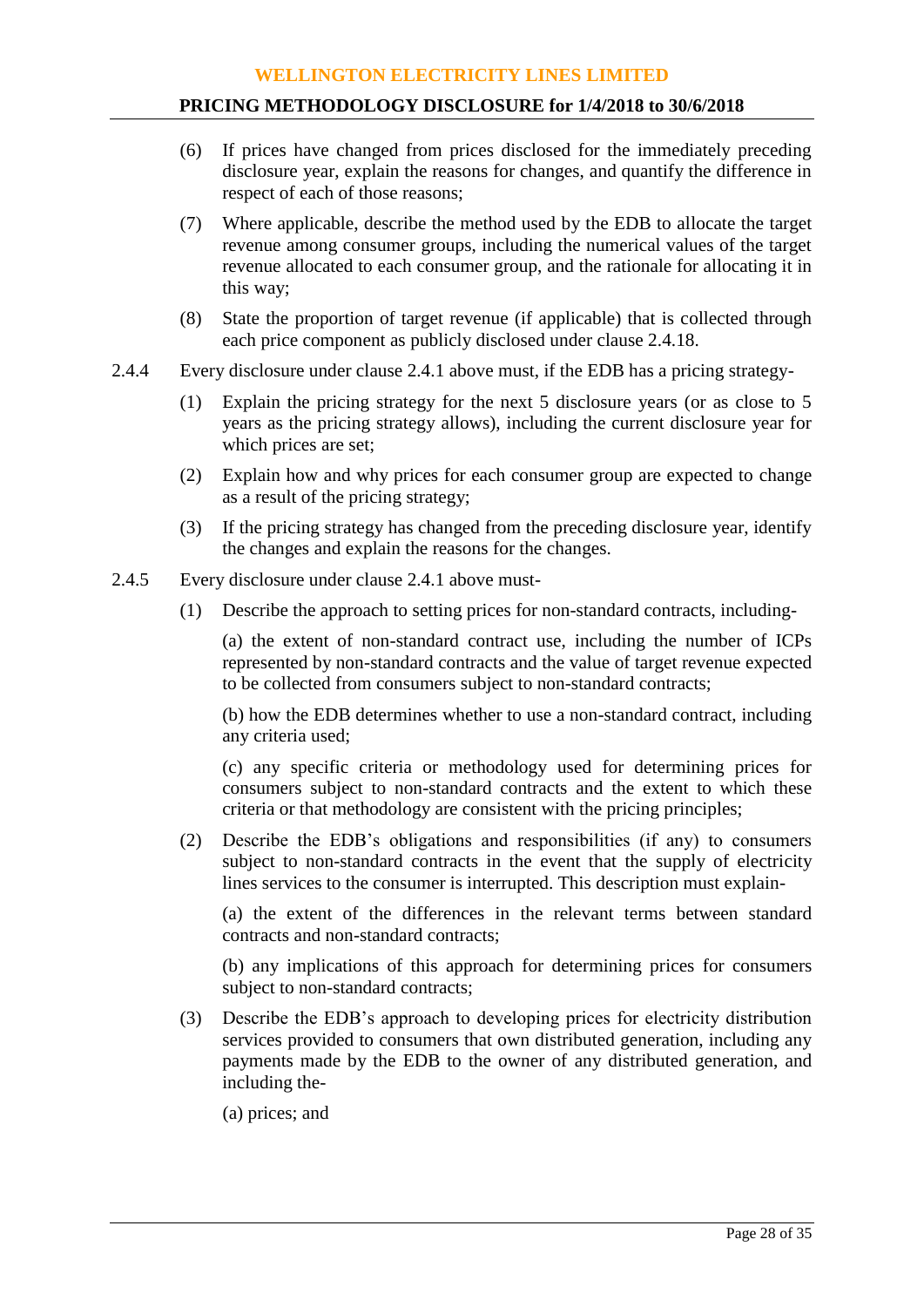(6) If prices have changed from prices disclosed for the immediately preceding disclosure year, explain the reasons for changes, and quantify the difference in respect of each of those reasons;

(7) Where applicable, describe the method used by the EDB to allocate the target revenue among consumer groups, including the numerical values of the target revenue allocated to each consumer group, and the rationale for allocating it in this way;

(8) State the proportion of target revenue (if applicable) that is collected through each price component as publicly disclosed under clause 2.4.18.

2.4.4 Every disclosure under clause 2.4.1 above must, if the EDB has a pricing strategy-

(1) Explain the pricing strategy for the next 5 disclosure years (or as close to 5 years as the pricing strategy allows), including the current disclosure year for which prices are set;

(2) Explain how and why prices for each consumer group are expected to change as a result of the pricing strategy;

(3) If the pricing strategy has changed from the preceding disclosure year, identify the changes and explain the reasons for the changes.

2.4.5 Every disclosure under clause 2.4.1 above must-

(1) Describe the approach to setting prices for non-standard contracts, including-

(a) the extent of non-standard contract use, including the number of ICPs represented by non-standard contracts and the value of target revenue expected to be collected from consumers subject to non-standard contracts;

(b) how the EDB determines whether to use a non-standard contract, including any criteria used;

(c) any specific criteria or methodology used for determining prices for consumers subject to non-standard contracts and the extent to which these criteria or that methodology are consistent with the pricing principles;

(2) Describe the EDB's obligations and responsibilities (if any) to consumers subject to non-standard contracts in the event that the supply of electricity lines services to the consumer is interrupted. This description must explain-

(a) the extent of the differences in the relevant terms between standard contracts and non-standard contracts;

(b) any implications of this approach for determining prices for consumers subject to non-standard contracts;

(3) Describe the EDB's approach to developing prices for electricity distribution services provided to consumers that own distributed generation, including any payments made by the EDB to the owner of any distributed generation, and including the-

(a) prices; and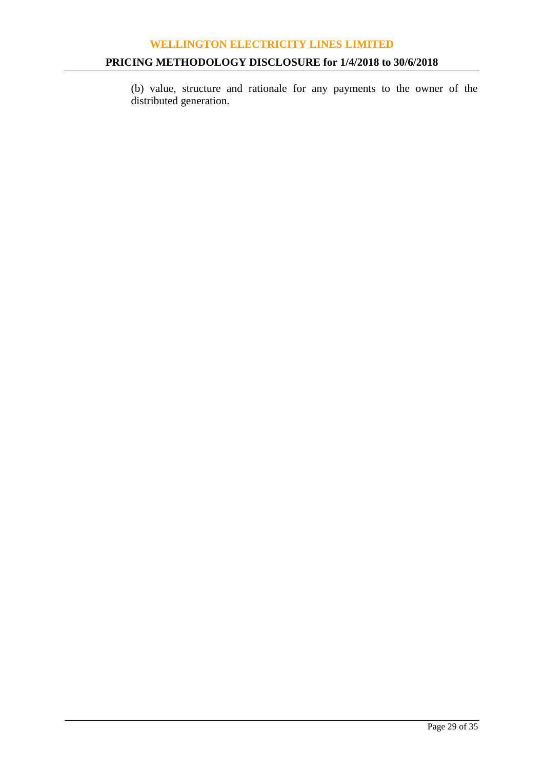(b) value, structure and rationale for any payments to the owner of the distributed generation.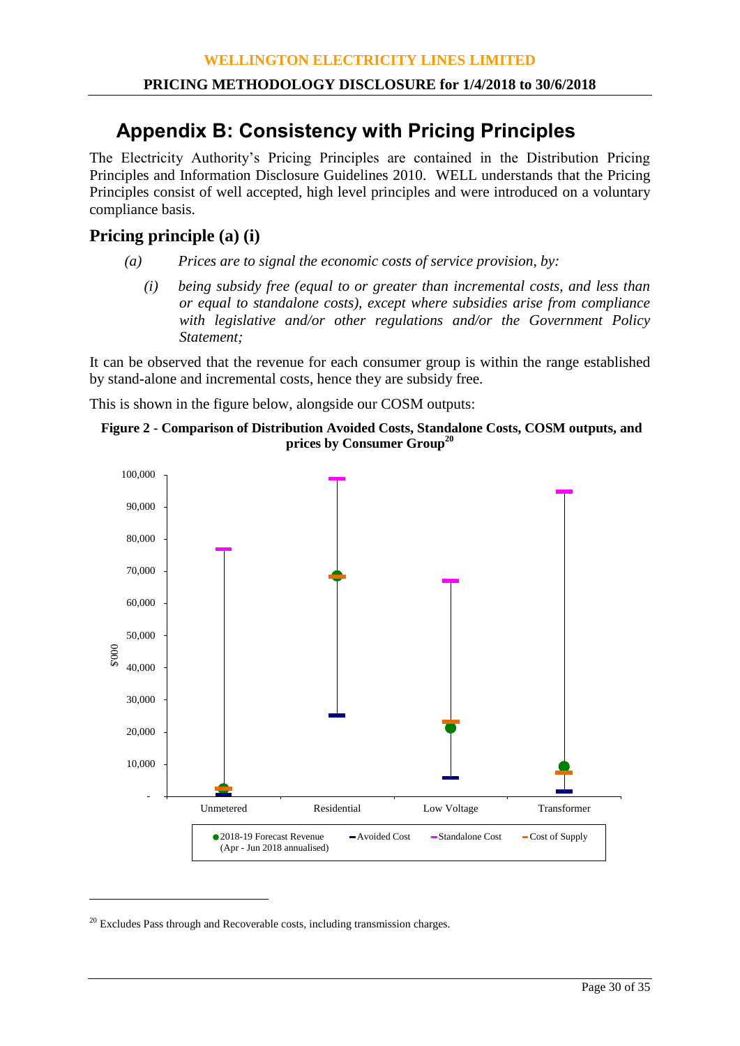# Appendix B: Consistency with Pricing Principles

The Electricity Authority's Pricing Principles are contained in the Distribution Pricing Principles and Information Disclosure Guidelines 2010. WELL understands that the Pricing Principles consist of well accepted, high level principles and were introduced on a voluntary compliance basis.

## Pricing principle (a) (i)

> *(a) Prices are to signal the economic costs of service provision, by:*
>
> *(i) being subsidy free (equal to or greater than incremental costs, and less than or equal to standalone costs), except where subsidies arise from compliance with legislative and/or other regulations and/or the Government Policy Statement;*

It can be observed that the revenue for each consumer group is within the range established by stand-alone and incremental costs, hence they are subsidy free.

This is shown in the figure below, alongside our COSM outputs:

**Figure 2 - Comparison of Distribution Avoided Costs, Standalone Costs, COSM outputs, and prices by Consumer Group[20]**

[20] Excludes Pass through and Recoverable costs, including transmission charges.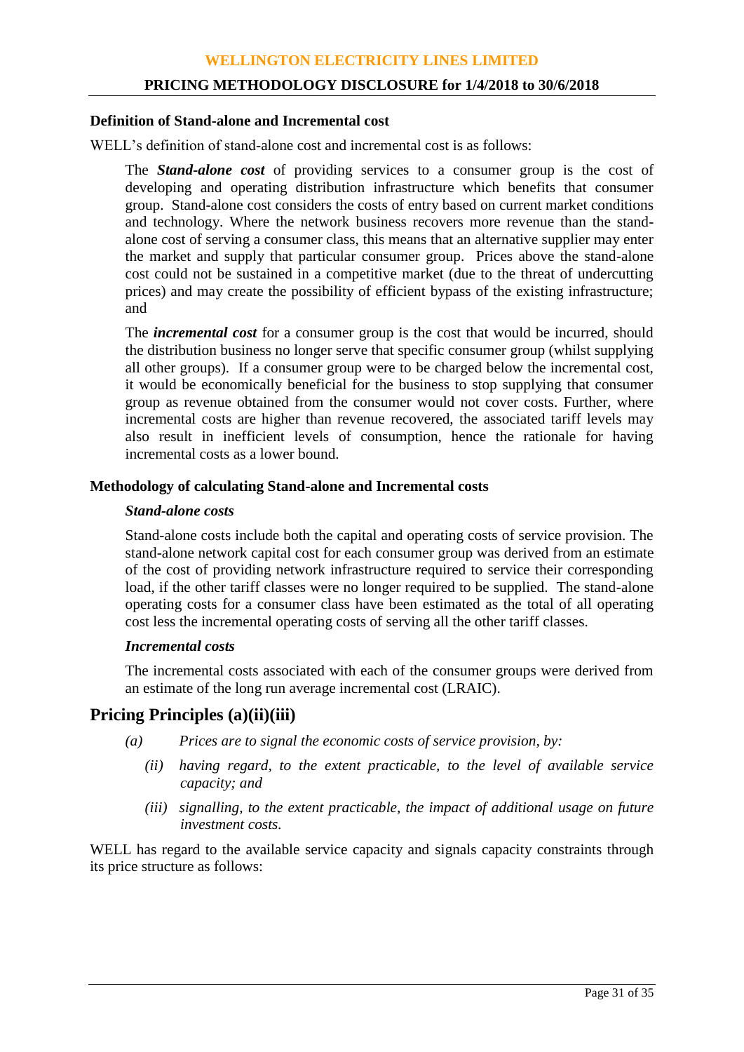**Definition of Stand-alone and Incremental cost**

WELL's definition of stand-alone cost and incremental cost is as follows:

> The ***Stand-alone cost*** of providing services to a consumer group is the cost of developing and operating distribution infrastructure which benefits that consumer group. Stand-alone cost considers the costs of entry based on current market conditions and technology. Where the network business recovers more revenue than the stand-alone cost of serving a consumer class, this means that an alternative supplier may enter the market and supply that particular consumer group. Prices above the stand-alone cost could not be sustained in a competitive market (due to the threat of undercutting prices) and may create the possibility of efficient bypass of the existing infrastructure; and
>
> The ***incremental cost*** for a consumer group is the cost that would be incurred, should the distribution business no longer serve that specific consumer group (whilst supplying all other groups). If a consumer group were to be charged below the incremental cost, it would be economically beneficial for the business to stop supplying that consumer group as revenue obtained from the consumer would not cover costs. Further, where incremental costs are higher than revenue recovered, the associated tariff levels may also result in inefficient levels of consumption, hence the rationale for having incremental costs as a lower bound.

**Methodology of calculating Stand-alone and Incremental costs**

***Stand-alone costs***

Stand-alone costs include both the capital and operating costs of service provision. The stand-alone network capital cost for each consumer group was derived from an estimate of the cost of providing network infrastructure required to service their corresponding load, if the other tariff classes were no longer required to be supplied. The stand-alone operating costs for a consumer class have been estimated as the total of all operating cost less the incremental operating costs of serving all the other tariff classes.

***Incremental costs***

The incremental costs associated with each of the consumer groups were derived from an estimate of the long run average incremental cost (LRAIC).

## Pricing Principles (a)(ii)(iii)

*(a) Prices are to signal the economic costs of service provision, by:*

*(ii) having regard, to the extent practicable, to the level of available service capacity; and*

*(iii) signalling, to the extent practicable, the impact of additional usage on future investment costs.*

WELL has regard to the available service capacity and signals capacity constraints through its price structure as follows: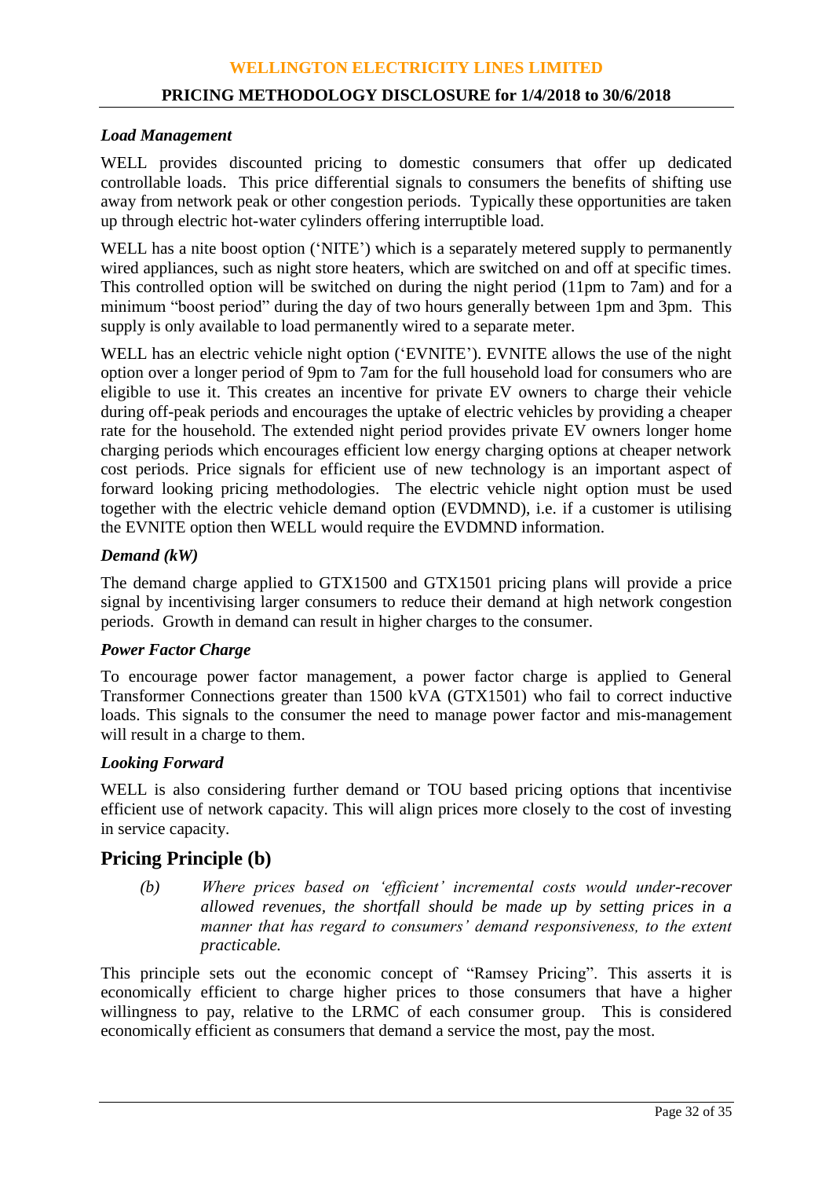### *Load Management*

WELL provides discounted pricing to domestic consumers that offer up dedicated controllable loads. This price differential signals to consumers the benefits of shifting use away from network peak or other congestion periods. Typically these opportunities are taken up through electric hot-water cylinders offering interruptible load.

WELL has a nite boost option ('NITE') which is a separately metered supply to permanently wired appliances, such as night store heaters, which are switched on and off at specific times. This controlled option will be switched on during the night period (11pm to 7am) and for a minimum "boost period" during the day of two hours generally between 1pm and 3pm. This supply is only available to load permanently wired to a separate meter.

WELL has an electric vehicle night option ('EVNITE'). EVNITE allows the use of the night option over a longer period of 9pm to 7am for the full household load for consumers who are eligible to use it. This creates an incentive for private EV owners to charge their vehicle during off-peak periods and encourages the uptake of electric vehicles by providing a cheaper rate for the household. The extended night period provides private EV owners longer home charging periods which encourages efficient low energy charging options at cheaper network cost periods. Price signals for efficient use of new technology is an important aspect of forward looking pricing methodologies. The electric vehicle night option must be used together with the electric vehicle demand option (EVDMND), i.e. if a customer is utilising the EVNITE option then WELL would require the EVDMND information.

### *Demand (kW)*

The demand charge applied to GTX1500 and GTX1501 pricing plans will provide a price signal by incentivising larger consumers to reduce their demand at high network congestion periods. Growth in demand can result in higher charges to the consumer.

### *Power Factor Charge*

To encourage power factor management, a power factor charge is applied to General Transformer Connections greater than 1500 kVA (GTX1501) who fail to correct inductive loads. This signals to the consumer the need to manage power factor and mis-management will result in a charge to them.

### *Looking Forward*

WELL is also considering further demand or TOU based pricing options that incentivise efficient use of network capacity. This will align prices more closely to the cost of investing in service capacity.

## Pricing Principle (b)

> *(b) Where prices based on 'efficient' incremental costs would under-recover allowed revenues, the shortfall should be made up by setting prices in a manner that has regard to consumers' demand responsiveness, to the extent practicable.*

This principle sets out the economic concept of "Ramsey Pricing". This asserts it is economically efficient to charge higher prices to those consumers that have a higher willingness to pay, relative to the LRMC of each consumer group. This is considered economically efficient as consumers that demand a service the most, pay the most.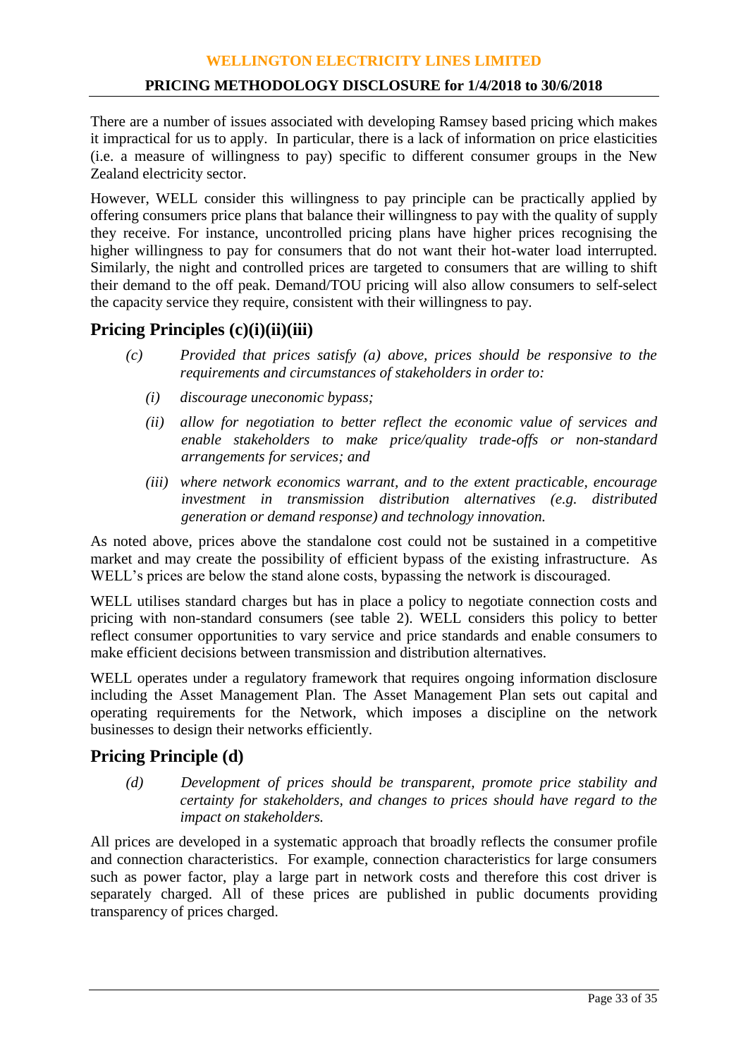There are a number of issues associated with developing Ramsey based pricing which makes it impractical for us to apply. In particular, there is a lack of information on price elasticities (i.e. a measure of willingness to pay) specific to different consumer groups in the New Zealand electricity sector.

However, WELL consider this willingness to pay principle can be practically applied by offering consumers price plans that balance their willingness to pay with the quality of supply they receive. For instance, uncontrolled pricing plans have higher prices recognising the higher willingness to pay for consumers that do not want their hot-water load interrupted. Similarly, the night and controlled prices are targeted to consumers that are willing to shift their demand to the off peak. Demand/TOU pricing will also allow consumers to self-select the capacity service they require, consistent with their willingness to pay.

## Pricing Principles (c)(i)(ii)(iii)

> *(c) Provided that prices satisfy (a) above, prices should be responsive to the requirements and circumstances of stakeholders in order to:*
>
> *(i) discourage uneconomic bypass;*
>
> *(ii) allow for negotiation to better reflect the economic value of services and enable stakeholders to make price/quality trade-offs or non-standard arrangements for services; and*
>
> *(iii) where network economics warrant, and to the extent practicable, encourage investment in transmission distribution alternatives (e.g. distributed generation or demand response) and technology innovation.*

As noted above, prices above the standalone cost could not be sustained in a competitive market and may create the possibility of efficient bypass of the existing infrastructure. As WELL's prices are below the stand alone costs, bypassing the network is discouraged.

WELL utilises standard charges but has in place a policy to negotiate connection costs and pricing with non-standard consumers (see table 2). WELL considers this policy to better reflect consumer opportunities to vary service and price standards and enable consumers to make efficient decisions between transmission and distribution alternatives.

WELL operates under a regulatory framework that requires ongoing information disclosure including the Asset Management Plan. The Asset Management Plan sets out capital and operating requirements for the Network, which imposes a discipline on the network businesses to design their networks efficiently.

## Pricing Principle (d)

> *(d) Development of prices should be transparent, promote price stability and certainty for stakeholders, and changes to prices should have regard to the impact on stakeholders.*

All prices are developed in a systematic approach that broadly reflects the consumer profile and connection characteristics. For example, connection characteristics for large consumers such as power factor, play a large part in network costs and therefore this cost driver is separately charged. All of these prices are published in public documents providing transparency of prices charged.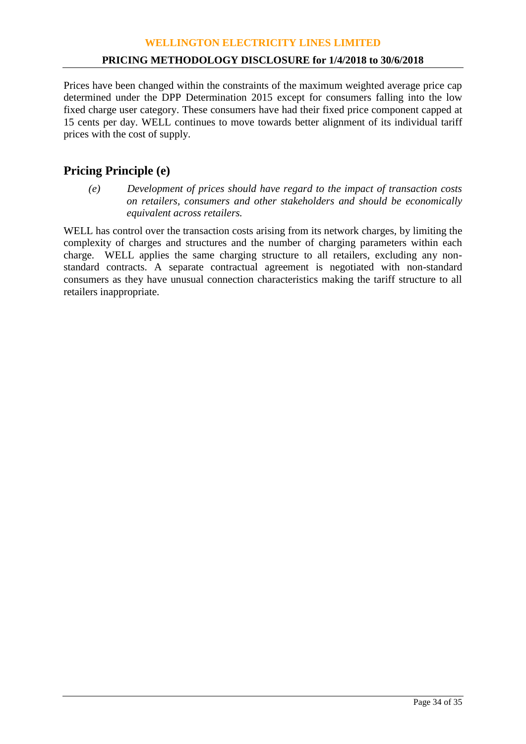Prices have been changed within the constraints of the maximum weighted average price cap determined under the DPP Determination 2015 except for consumers falling into the low fixed charge user category. These consumers have had their fixed price component capped at 15 cents per day. WELL continues to move towards better alignment of its individual tariff prices with the cost of supply.

## Pricing Principle (e)

> *(e) Development of prices should have regard to the impact of transaction costs on retailers, consumers and other stakeholders and should be economically equivalent across retailers.*

WELL has control over the transaction costs arising from its network charges, by limiting the complexity of charges and structures and the number of charging parameters within each charge. WELL applies the same charging structure to all retailers, excluding any non-standard contracts. A separate contractual agreement is negotiated with non-standard consumers as they have unusual connection characteristics making the tariff structure to all retailers inappropriate.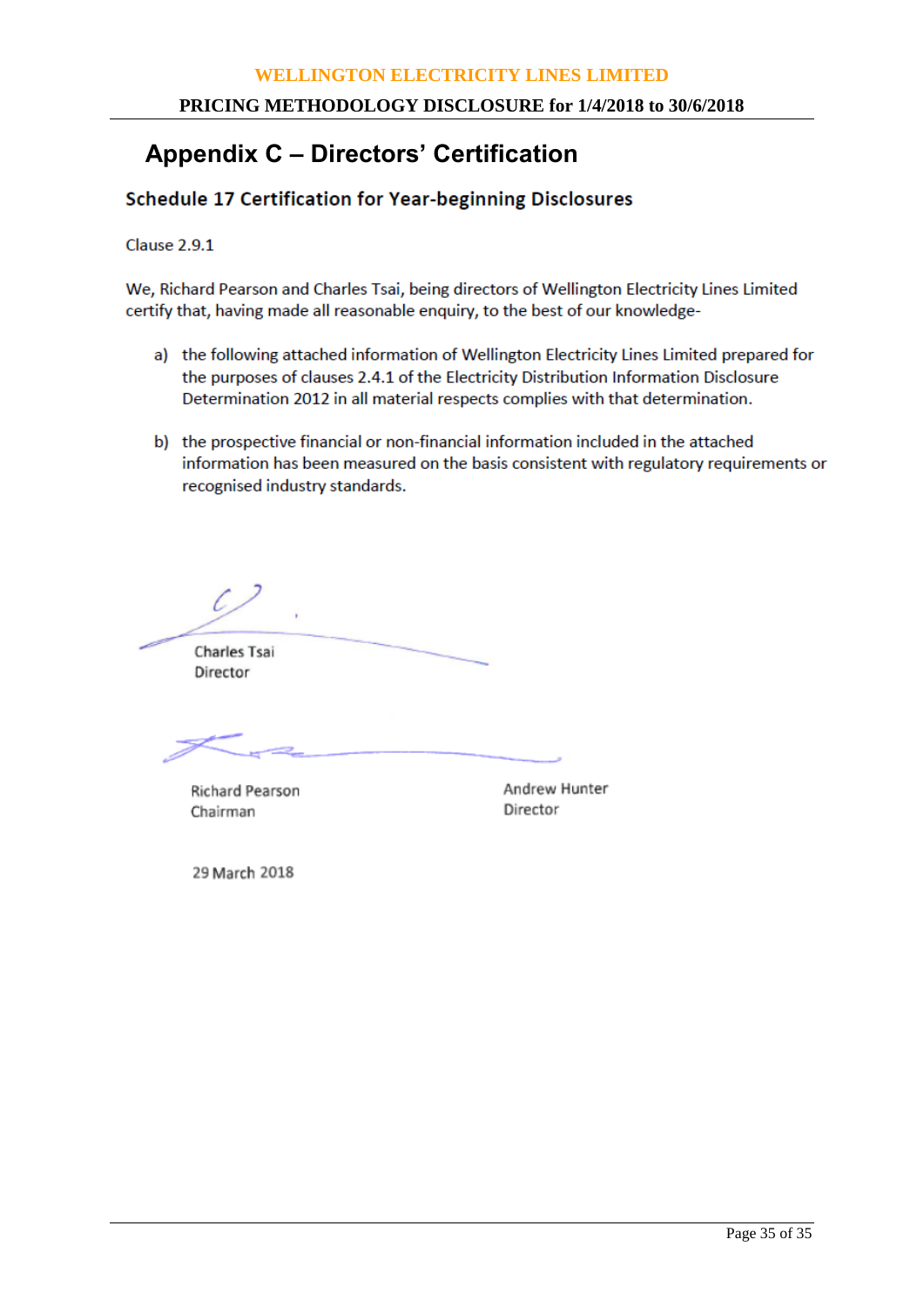## Appendix C – Directors' Certification

### Schedule 17 Certification for Year-beginning Disclosures

Clause 2.9.1

We, Richard Pearson and Charles Tsai, being directors of Wellington Electricity Lines Limited certify that, having made all reasonable enquiry, to the best of our knowledge-

a) the following attached information of Wellington Electricity Lines Limited prepared for the purposes of clauses 2.4.1 of the Electricity Distribution Information Disclosure Determination 2012 in all material respects complies with that determination.

b) the prospective financial or non-financial information included in the attached information has been measured on the basis consistent with regulatory requirements or recognised industry standards.

Charles Tsai
Director

Richard Pearson
Chairman

Andrew Hunter
Director

29 March 2018